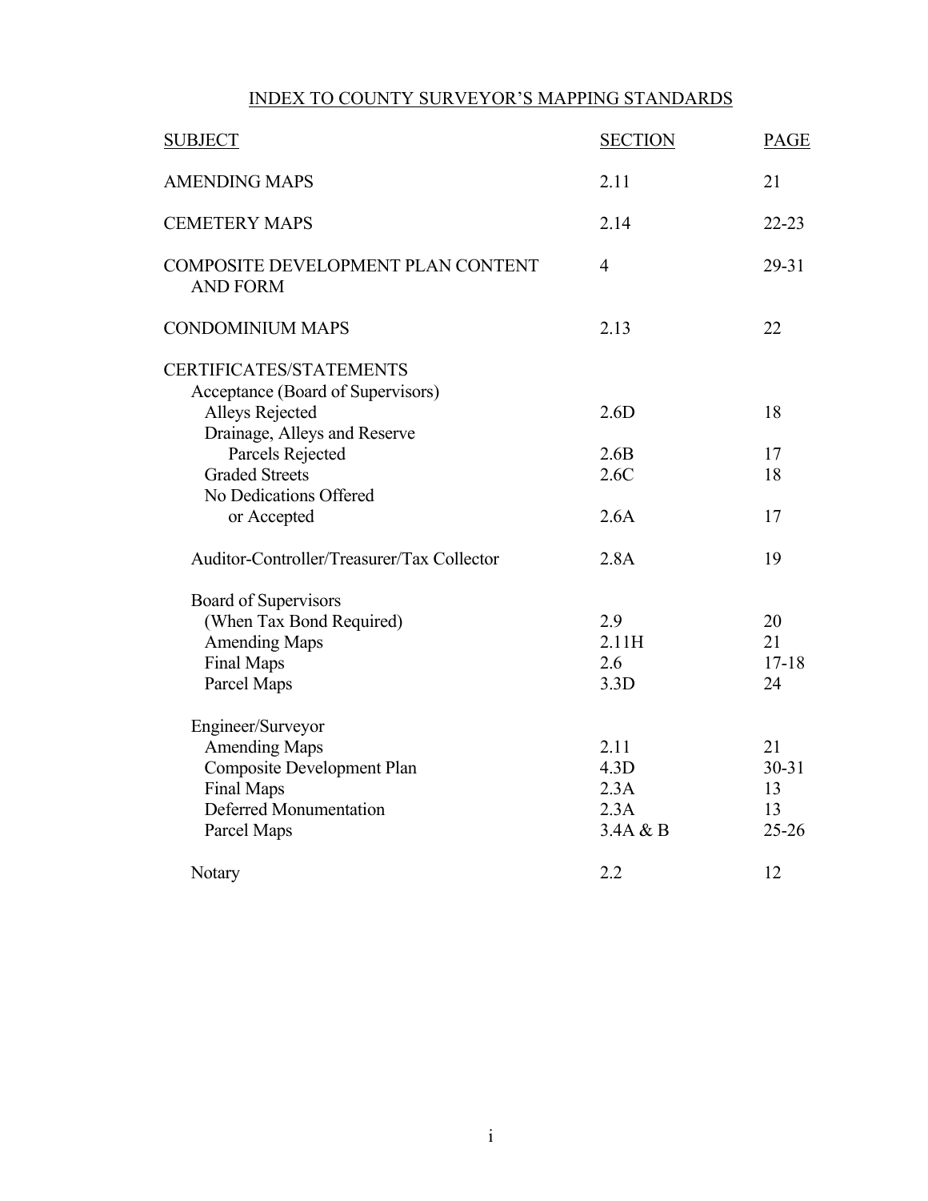# INDEX TO COUNTY SURVEYOR'S MAPPING STANDARDS

| SUBJECT | SECTION | PAGE |
|---|---|---|
| AMENDING MAPS | 2.11 | 21 |
| CEMETERY MAPS | 2.14 | 22-23 |
| COMPOSITE DEVELOPMENT PLAN CONTENT AND FORM | 4 | 29-31 |
| CONDOMINIUM MAPS | 2.13 | 22 |
| CERTIFICATES/STATEMENTS | | |
| Acceptance (Board of Supervisors) | | |
| Alleys Rejected | 2.6D | 18 |
| Drainage, Alleys and Reserve Parcels Rejected | 2.6B | 17 |
| Graded Streets | 2.6C | 18 |
| No Dedications Offered or Accepted | 2.6A | 17 |
| Auditor-Controller/Treasurer/Tax Collector | 2.8A | 19 |
| Board of Supervisors | | |
| (When Tax Bond Required) | 2.9 | 20 |
| Amending Maps | 2.11H | 21 |
| Final Maps | 2.6 | 17-18 |
| Parcel Maps | 3.3D | 24 |
| Engineer/Surveyor | | |
| Amending Maps | 2.11 | 21 |
| Composite Development Plan | 4.3D | 30-31 |
| Final Maps | 2.3A | 13 |
| Deferred Monumentation | 2.3A | 13 |
| Parcel Maps | 3.4A & B | 25-26 |
| Notary | 2.2 | 12 |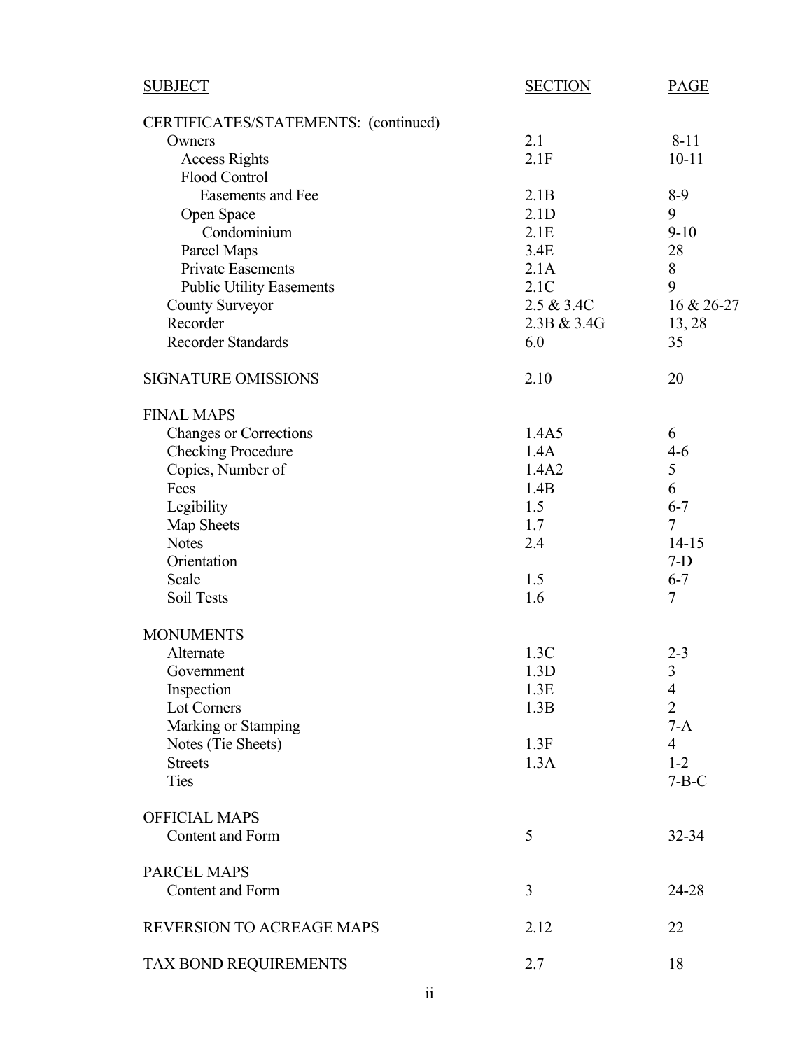| SUBJECT | SECTION | PAGE |
|---|---|---|
| CERTIFICATES/STATEMENTS: (continued) | | |
| Owners | 2.1 | 8-11 |
| Access Rights | 2.1F | 10-11 |
| Flood Control | | |
| Easements and Fee | 2.1B | 8-9 |
| Open Space | 2.1D | 9 |
| Condominium | 2.1E | 9-10 |
| Parcel Maps | 3.4E | 28 |
| Private Easements | 2.1A | 8 |
| Public Utility Easements | 2.1C | 9 |
| County Surveyor | 2.5 & 3.4C | 16 & 26-27 |
| Recorder | 2.3B & 3.4G | 13, 28 |
| Recorder Standards | 6.0 | 35 |
| SIGNATURE OMISSIONS | 2.10 | 20 |
| FINAL MAPS | | |
| Changes or Corrections | 1.4A5 | 6 |
| Checking Procedure | 1.4A | 4-6 |
| Copies, Number of | 1.4A2 | 5 |
| Fees | 1.4B | 6 |
| Legibility | 1.5 | 6-7 |
| Map Sheets | 1.7 | 7 |
| Notes | 2.4 | 14-15 |
| Orientation | | 7-D |
| Scale | 1.5 | 6-7 |
| Soil Tests | 1.6 | 7 |
| MONUMENTS | | |
| Alternate | 1.3C | 2-3 |
| Government | 1.3D | 3 |
| Inspection | 1.3E | 4 |
| Lot Corners | 1.3B | 2 |
| Marking or Stamping | | 7-A |
| Notes (Tie Sheets) | 1.3F | 4 |
| Streets | 1.3A | 1-2 |
| Ties | | 7-B-C |
| OFFICIAL MAPS | | |
| Content and Form | 5 | 32-34 |
| PARCEL MAPS | | |
| Content and Form | 3 | 24-28 |
| REVERSION TO ACREAGE MAPS | 2.12 | 22 |
| TAX BOND REQUIREMENTS | 2.7 | 18 |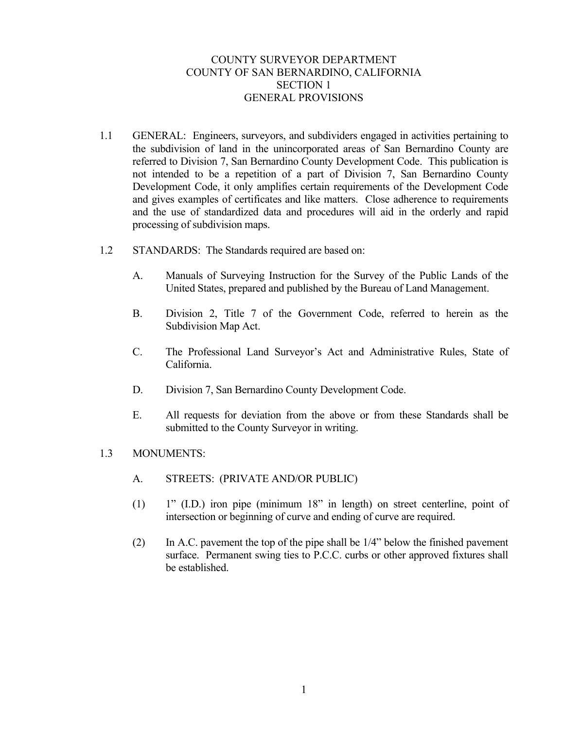# COUNTY SURVEYOR DEPARTMENT
# COUNTY OF SAN BERNARDINO, CALIFORNIA
## SECTION 1
## GENERAL PROVISIONS

1.1 GENERAL: Engineers, surveyors, and subdividers engaged in activities pertaining to the subdivision of land in the unincorporated areas of San Bernardino County are referred to Division 7, San Bernardino County Development Code. This publication is not intended to be a repetition of a part of Division 7, San Bernardino County Development Code, it only amplifies certain requirements of the Development Code and gives examples of certificates and like matters. Close adherence to requirements and the use of standardized data and procedures will aid in the orderly and rapid processing of subdivision maps.

1.2 STANDARDS: The Standards required are based on:

A. Manuals of Surveying Instruction for the Survey of the Public Lands of the United States, prepared and published by the Bureau of Land Management.

B. Division 2, Title 7 of the Government Code, referred to herein as the Subdivision Map Act.

C. The Professional Land Surveyor's Act and Administrative Rules, State of California.

D. Division 7, San Bernardino County Development Code.

E. All requests for deviation from the above or from these Standards shall be submitted to the County Surveyor in writing.

1.3 MONUMENTS:

A. STREETS: (PRIVATE AND/OR PUBLIC)

(1) 1" (I.D.) iron pipe (minimum 18" in length) on street centerline, point of intersection or beginning of curve and ending of curve are required.

(2) In A.C. pavement the top of the pipe shall be 1/4" below the finished pavement surface. Permanent swing ties to P.C.C. curbs or other approved fixtures shall be established.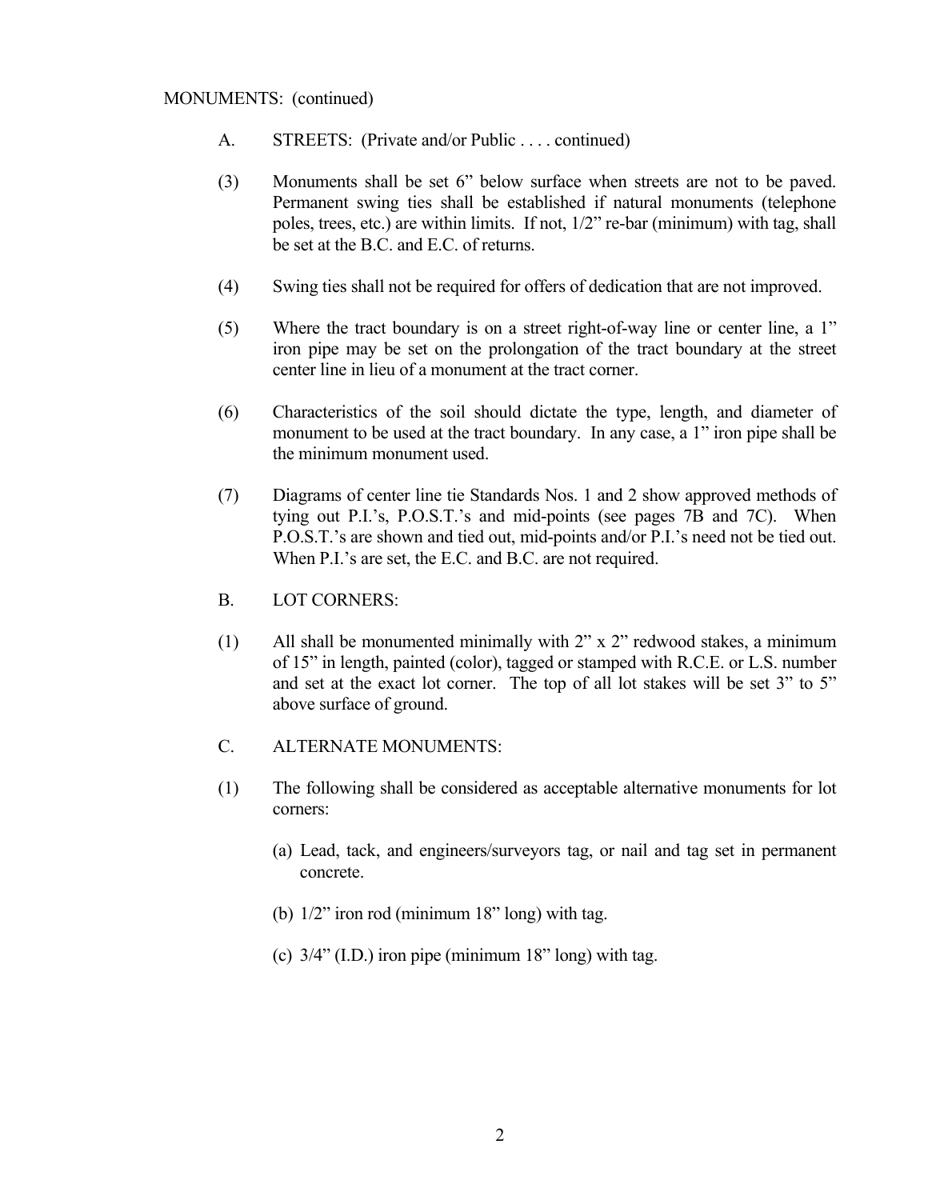MONUMENTS: (continued)

A. STREETS: (Private and/or Public . . . . continued)

(3) Monuments shall be set 6” below surface when streets are not to be paved. Permanent swing ties shall be established if natural monuments (telephone poles, trees, etc.) are within limits. If not, 1/2” re-bar (minimum) with tag, shall be set at the B.C. and E.C. of returns.

(4) Swing ties shall not be required for offers of dedication that are not improved.

(5) Where the tract boundary is on a street right-of-way line or center line, a 1” iron pipe may be set on the prolongation of the tract boundary at the street center line in lieu of a monument at the tract corner.

(6) Characteristics of the soil should dictate the type, length, and diameter of monument to be used at the tract boundary. In any case, a 1” iron pipe shall be the minimum monument used.

(7) Diagrams of center line tie Standards Nos. 1 and 2 show approved methods of tying out P.I.’s, P.O.S.T.’s and mid-points (see pages 7B and 7C). When P.O.S.T.’s are shown and tied out, mid-points and/or P.I.’s need not be tied out. When P.I.’s are set, the E.C. and B.C. are not required.

B. LOT CORNERS:

(1) All shall be monumented minimally with 2” x 2” redwood stakes, a minimum of 15” in length, painted (color), tagged or stamped with R.C.E. or L.S. number and set at the exact lot corner. The top of all lot stakes will be set 3” to 5” above surface of ground.

C. ALTERNATE MONUMENTS:

(1) The following shall be considered as acceptable alternative monuments for lot corners:

   (a) Lead, tack, and engineers/surveyors tag, or nail and tag set in permanent concrete.

   (b) 1/2” iron rod (minimum 18” long) with tag.

   (c) 3/4” (I.D.) iron pipe (minimum 18” long) with tag.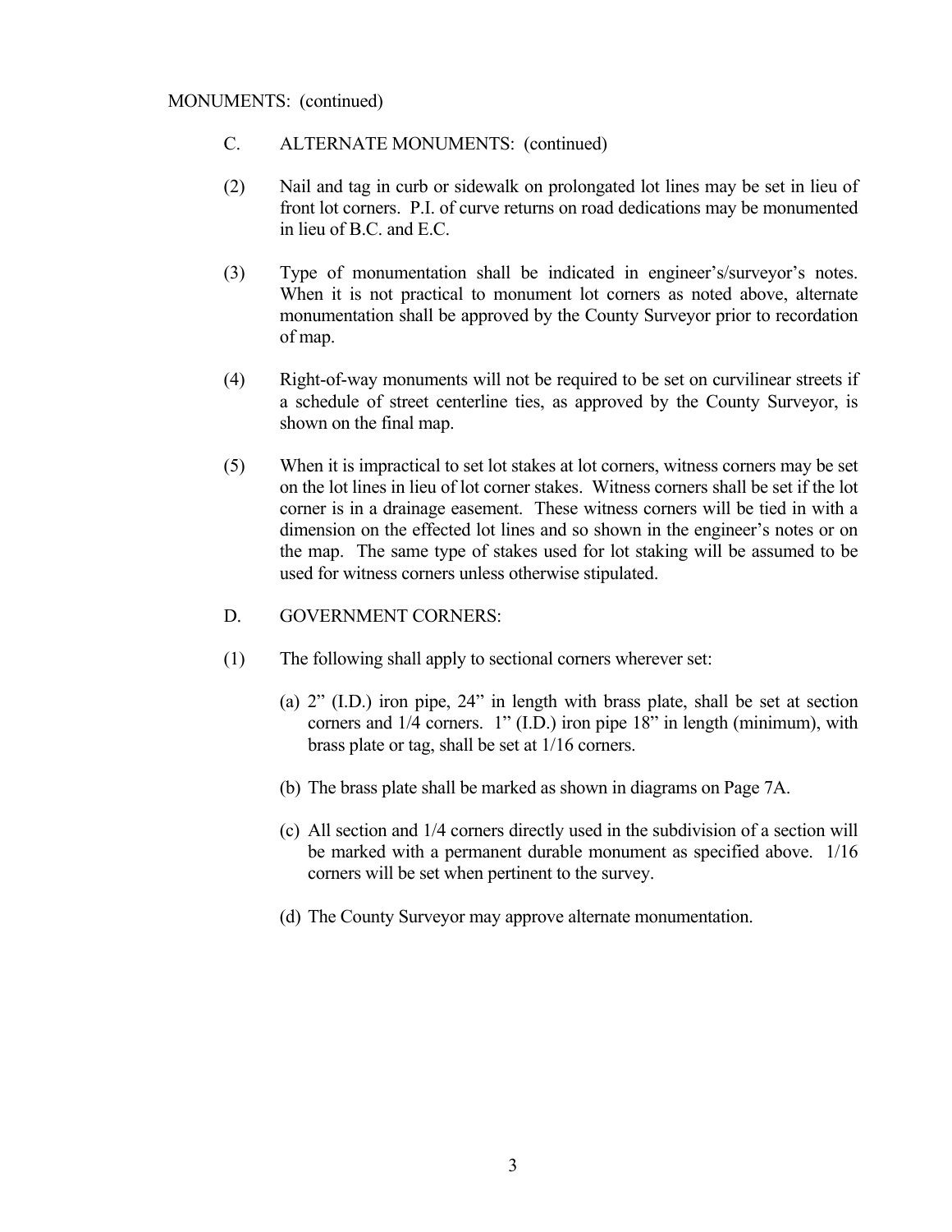MONUMENTS: (continued)

C. ALTERNATE MONUMENTS: (continued)

(2) Nail and tag in curb or sidewalk on prolongated lot lines may be set in lieu of front lot corners. P.I. of curve returns on road dedications may be monumented in lieu of B.C. and E.C.

(3) Type of monumentation shall be indicated in engineer's/surveyor's notes. When it is not practical to monument lot corners as noted above, alternate monumentation shall be approved by the County Surveyor prior to recordation of map.

(4) Right-of-way monuments will not be required to be set on curvilinear streets if a schedule of street centerline ties, as approved by the County Surveyor, is shown on the final map.

(5) When it is impractical to set lot stakes at lot corners, witness corners may be set on the lot lines in lieu of lot corner stakes. Witness corners shall be set if the lot corner is in a drainage easement. These witness corners will be tied in with a dimension on the effected lot lines and so shown in the engineer's notes or on the map. The same type of stakes used for lot staking will be assumed to be used for witness corners unless otherwise stipulated.

D. GOVERNMENT CORNERS:

(1) The following shall apply to sectional corners wherever set:

(a) 2" (I.D.) iron pipe, 24" in length with brass plate, shall be set at section corners and 1/4 corners. 1" (I.D.) iron pipe 18" in length (minimum), with brass plate or tag, shall be set at 1/16 corners.

(b) The brass plate shall be marked as shown in diagrams on Page 7A.

(c) All section and 1/4 corners directly used in the subdivision of a section will be marked with a permanent durable monument as specified above. 1/16 corners will be set when pertinent to the survey.

(d) The County Surveyor may approve alternate monumentation.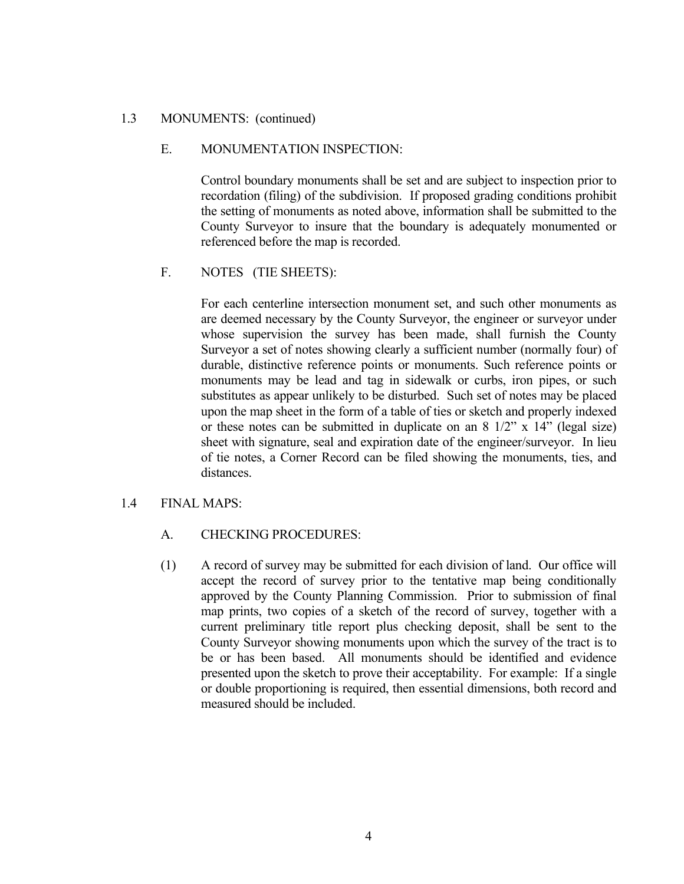## 1.3 MONUMENTS: (continued)

### E. MONUMENTATION INSPECTION:

Control boundary monuments shall be set and are subject to inspection prior to recordation (filing) of the subdivision. If proposed grading conditions prohibit the setting of monuments as noted above, information shall be submitted to the County Surveyor to insure that the boundary is adequately monumented or referenced before the map is recorded.

### F. NOTES (TIE SHEETS):

For each centerline intersection monument set, and such other monuments as are deemed necessary by the County Surveyor, the engineer or surveyor under whose supervision the survey has been made, shall furnish the County Surveyor a set of notes showing clearly a sufficient number (normally four) of durable, distinctive reference points or monuments. Such reference points or monuments may be lead and tag in sidewalk or curbs, iron pipes, or such substitutes as appear unlikely to be disturbed. Such set of notes may be placed upon the map sheet in the form of a table of ties or sketch and properly indexed or these notes can be submitted in duplicate on an 8 1/2" x 14" (legal size) sheet with signature, seal and expiration date of the engineer/surveyor. In lieu of tie notes, a Corner Record can be filed showing the monuments, ties, and distances.

## 1.4 FINAL MAPS:

### A. CHECKING PROCEDURES:

(1) A record of survey may be submitted for each division of land. Our office will accept the record of survey prior to the tentative map being conditionally approved by the County Planning Commission. Prior to submission of final map prints, two copies of a sketch of the record of survey, together with a current preliminary title report plus checking deposit, shall be sent to the County Surveyor showing monuments upon which the survey of the tract is to be or has been based. All monuments should be identified and evidence presented upon the sketch to prove their acceptability. For example: If a single or double proportioning is required, then essential dimensions, both record and measured should be included.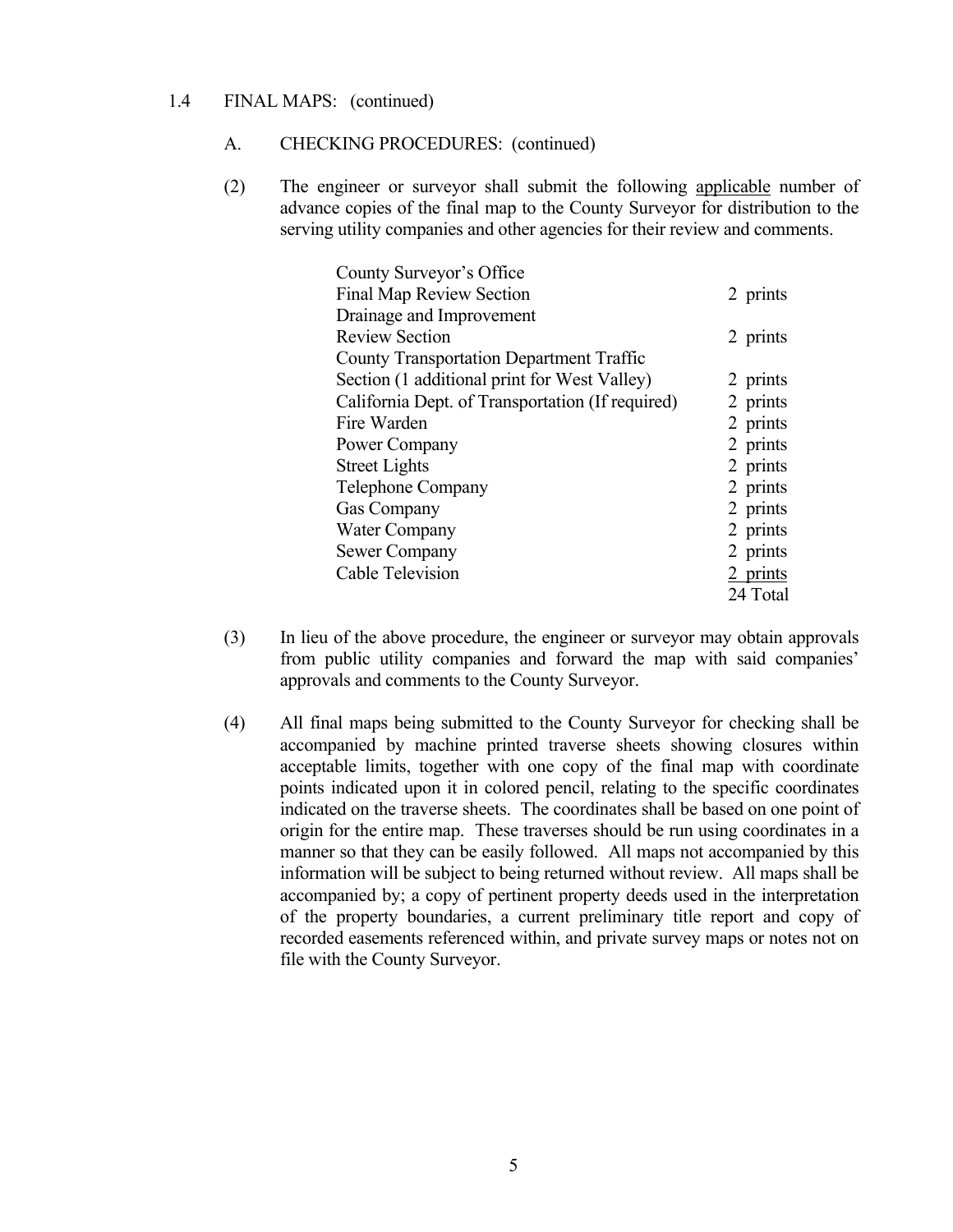1.4 FINAL MAPS: (continued)

A. CHECKING PROCEDURES: (continued)

(2) The engineer or surveyor shall submit the following applicable number of advance copies of the final map to the County Surveyor for distribution to the serving utility companies and other agencies for their review and comments.

| | |
|---|---|
| County Surveyor's Office Final Map Review Section | 2 prints |
| Drainage and Improvement Review Section | 2 prints |
| County Transportation Department Traffic Section (1 additional print for West Valley) | 2 prints |
| California Dept. of Transportation (If required) | 2 prints |
| Fire Warden | 2 prints |
| Power Company | 2 prints |
| Street Lights | 2 prints |
| Telephone Company | 2 prints |
| Gas Company | 2 prints |
| Water Company | 2 prints |
| Sewer Company | 2 prints |
| Cable Television | 2 prints |
| | 24 Total |

(3) In lieu of the above procedure, the engineer or surveyor may obtain approvals from public utility companies and forward the map with said companies' approvals and comments to the County Surveyor.

(4) All final maps being submitted to the County Surveyor for checking shall be accompanied by machine printed traverse sheets showing closures within acceptable limits, together with one copy of the final map with coordinate points indicated upon it in colored pencil, relating to the specific coordinates indicated on the traverse sheets. The coordinates shall be based on one point of origin for the entire map. These traverses should be run using coordinates in a manner so that they can be easily followed. All maps not accompanied by this information will be subject to being returned without review. All maps shall be accompanied by; a copy of pertinent property deeds used in the interpretation of the property boundaries, a current preliminary title report and copy of recorded easements referenced within, and private survey maps or notes not on file with the County Surveyor.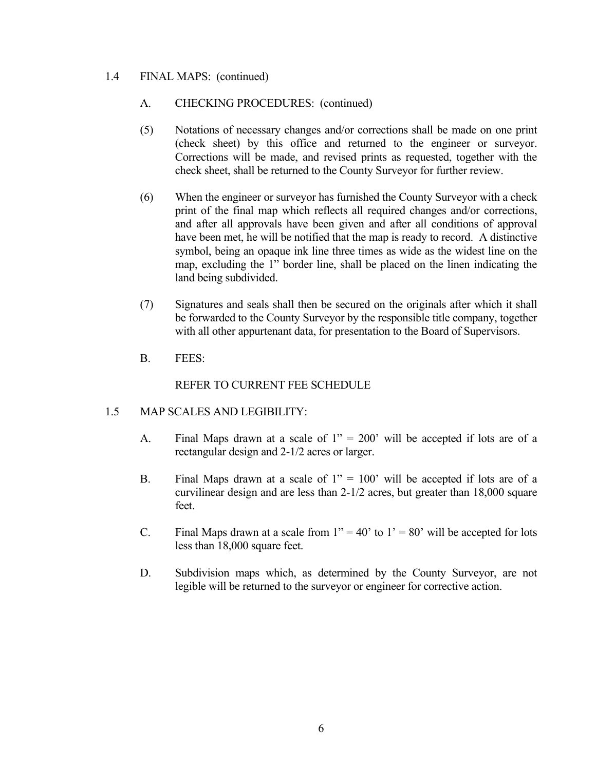## 1.4 FINAL MAPS: (continued)

### A. CHECKING PROCEDURES: (continued)

(5) Notations of necessary changes and/or corrections shall be made on one print (check sheet) by this office and returned to the engineer or surveyor. Corrections will be made, and revised prints as requested, together with the check sheet, shall be returned to the County Surveyor for further review.

(6) When the engineer or surveyor has furnished the County Surveyor with a check print of the final map which reflects all required changes and/or corrections, and after all approvals have been given and after all conditions of approval have been met, he will be notified that the map is ready to record. A distinctive symbol, being an opaque ink line three times as wide as the widest line on the map, excluding the 1" border line, shall be placed on the linen indicating the land being subdivided.

(7) Signatures and seals shall then be secured on the originals after which it shall be forwarded to the County Surveyor by the responsible title company, together with all other appurtenant data, for presentation to the Board of Supervisors.

### B. FEES:

REFER TO CURRENT FEE SCHEDULE

## 1.5 MAP SCALES AND LEGIBILITY:

A. Final Maps drawn at a scale of 1" = 200' will be accepted if lots are of a rectangular design and 2-1/2 acres or larger.

B. Final Maps drawn at a scale of 1" = 100' will be accepted if lots are of a curvilinear design and are less than 2-1/2 acres, but greater than 18,000 square feet.

C. Final Maps drawn at a scale from 1" = 40' to 1' = 80' will be accepted for lots less than 18,000 square feet.

D. Subdivision maps which, as determined by the County Surveyor, are not legible will be returned to the surveyor or engineer for corrective action.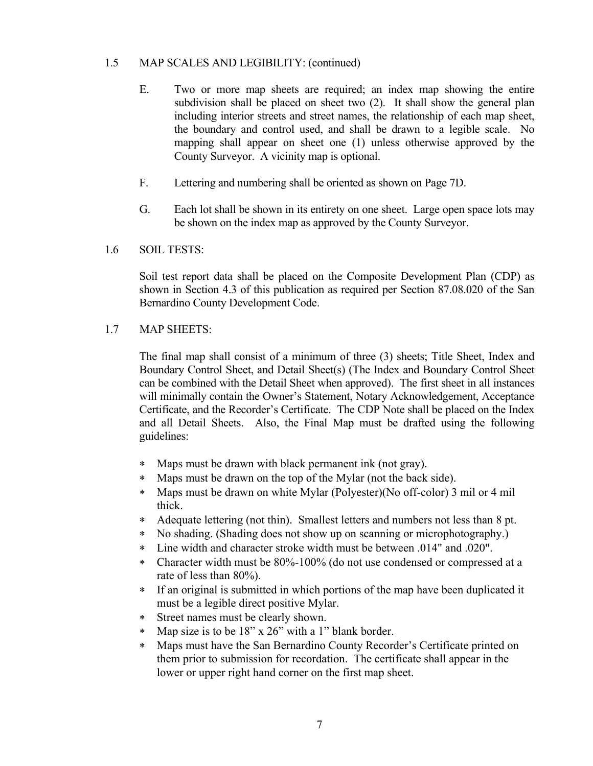## 1.5 MAP SCALES AND LEGIBILITY: (continued)

E. Two or more map sheets are required; an index map showing the entire subdivision shall be placed on sheet two (2). It shall show the general plan including interior streets and street names, the relationship of each map sheet, the boundary and control used, and shall be drawn to a legible scale. No mapping shall appear on sheet one (1) unless otherwise approved by the County Surveyor. A vicinity map is optional.

F. Lettering and numbering shall be oriented as shown on Page 7D.

G. Each lot shall be shown in its entirety on one sheet. Large open space lots may be shown on the index map as approved by the County Surveyor.

## 1.6 SOIL TESTS:

Soil test report data shall be placed on the Composite Development Plan (CDP) as shown in Section 4.3 of this publication as required per Section 87.08.020 of the San Bernardino County Development Code.

## 1.7 MAP SHEETS:

The final map shall consist of a minimum of three (3) sheets; Title Sheet, Index and Boundary Control Sheet, and Detail Sheet(s) (The Index and Boundary Control Sheet can be combined with the Detail Sheet when approved). The first sheet in all instances will minimally contain the Owner's Statement, Notary Acknowledgement, Acceptance Certificate, and the Recorder's Certificate. The CDP Note shall be placed on the Index and all Detail Sheets. Also, the Final Map must be drafted using the following guidelines:

* Maps must be drawn with black permanent ink (not gray).
* Maps must be drawn on the top of the Mylar (not the back side).
* Maps must be drawn on white Mylar (Polyester)(No off-color) 3 mil or 4 mil thick.
* Adequate lettering (not thin). Smallest letters and numbers not less than 8 pt.
* No shading. (Shading does not show up on scanning or microphotography.)
* Line width and character stroke width must be between .014" and .020".
* Character width must be 80%-100% (do not use condensed or compressed at a rate of less than 80%).
* If an original is submitted in which portions of the map have been duplicated it must be a legible direct positive Mylar.
* Street names must be clearly shown.
* Map size is to be 18" x 26" with a 1" blank border.
* Maps must have the San Bernardino County Recorder's Certificate printed on them prior to submission for recordation. The certificate shall appear in the lower or upper right hand corner on the first map sheet.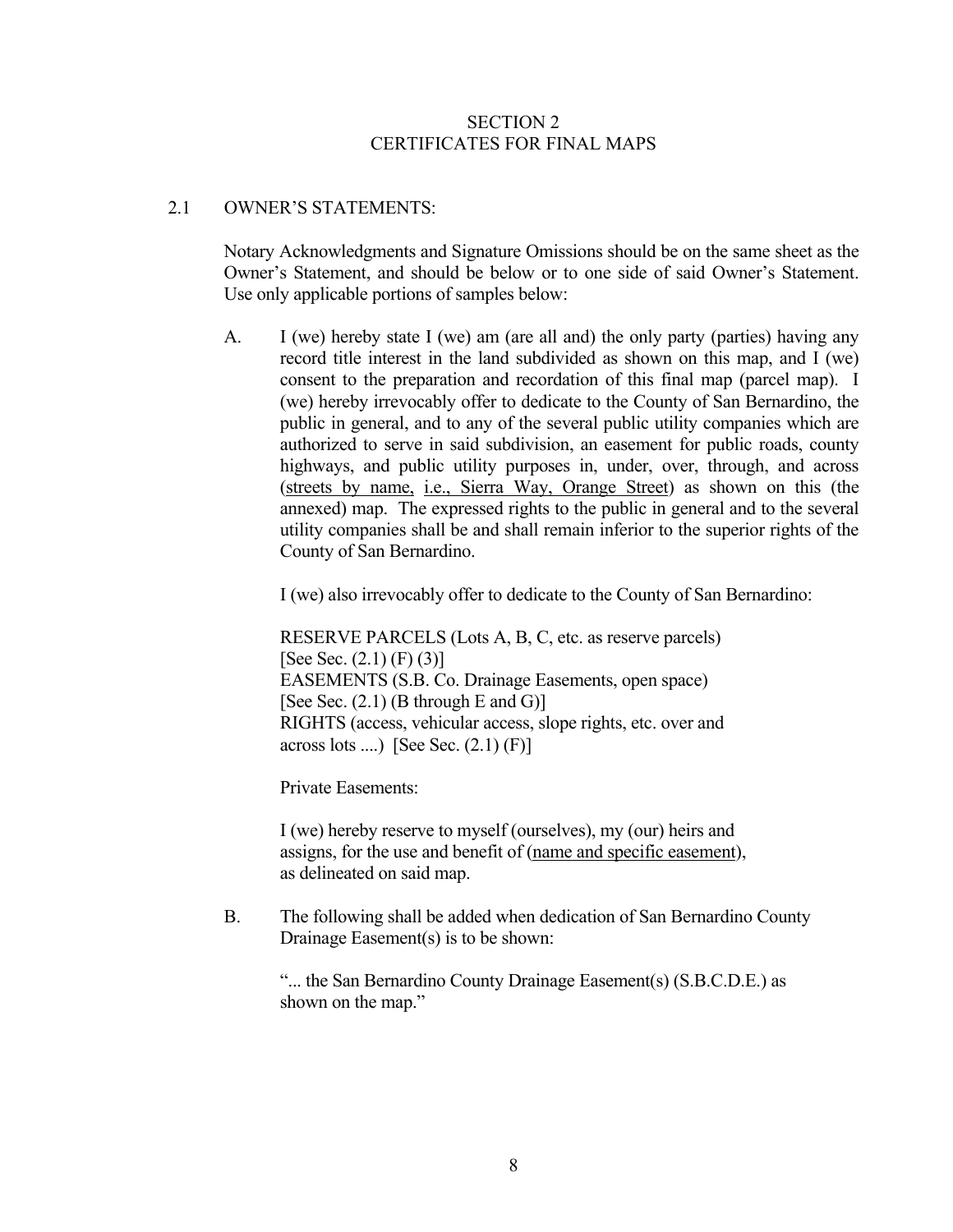# SECTION 2
# CERTIFICATES FOR FINAL MAPS

## 2.1 OWNER'S STATEMENTS:

Notary Acknowledgments and Signature Omissions should be on the same sheet as the Owner's Statement, and should be below or to one side of said Owner's Statement. Use only applicable portions of samples below:

A. I (we) hereby state I (we) am (are all and) the only party (parties) having any record title interest in the land subdivided as shown on this map, and I (we) consent to the preparation and recordation of this final map (parcel map). I (we) hereby irrevocably offer to dedicate to the County of San Bernardino, the public in general, and to any of the several public utility companies which are authorized to serve in said subdivision, an easement for public roads, county highways, and public utility purposes in, under, over, through, and across (<u>streets by name,</u> <u>i.e., Sierra Way, Orange Street</u>) as shown on this (the annexed) map. The expressed rights to the public in general and to the several utility companies shall be and shall remain inferior to the superior rights of the County of San Bernardino.

   I (we) also irrevocably offer to dedicate to the County of San Bernardino:

   RESERVE PARCELS (Lots A, B, C, etc. as reserve parcels)
   [See Sec. (2.1) (F) (3)]
   EASEMENTS (S.B. Co. Drainage Easements, open space)
   [See Sec. (2.1) (B through E and G)]
   RIGHTS (access, vehicular access, slope rights, etc. over and across lots ....) [See Sec. (2.1) (F)]

   Private Easements:

   I (we) hereby reserve to myself (ourselves), my (our) heirs and assigns, for the use and benefit of (<u>name and specific easement</u>), as delineated on said map.

B. The following shall be added when dedication of San Bernardino County Drainage Easement(s) is to be shown:

   "... the San Bernardino County Drainage Easement(s) (S.B.C.D.E.) as shown on the map."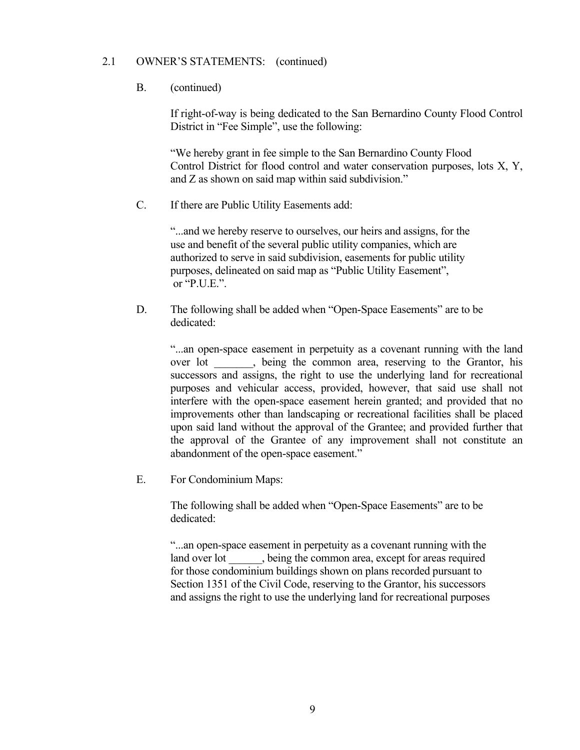2.1 OWNER'S STATEMENTS: (continued)

B. (continued)

If right-of-way is being dedicated to the San Bernardino County Flood Control District in "Fee Simple", use the following:

"We hereby grant in fee simple to the San Bernardino County Flood Control District for flood control and water conservation purposes, lots X, Y, and Z as shown on said map within said subdivision."

C. If there are Public Utility Easements add:

"...and we hereby reserve to ourselves, our heirs and assigns, for the use and benefit of the several public utility companies, which are authorized to serve in said subdivision, easements for public utility purposes, delineated on said map as "Public Utility Easement", or "P.U.E.".

D. The following shall be added when "Open-Space Easements" are to be dedicated:

"...an open-space easement in perpetuity as a covenant running with the land over lot _______, being the common area, reserving to the Grantor, his successors and assigns, the right to use the underlying land for recreational purposes and vehicular access, provided, however, that said use shall not interfere with the open-space easement herein granted; and provided that no improvements other than landscaping or recreational facilities shall be placed upon said land without the approval of the Grantee; and provided further that the approval of the Grantee of any improvement shall not constitute an abandonment of the open-space easement."

E. For Condominium Maps:

The following shall be added when "Open-Space Easements" are to be dedicated:

"...an open-space easement in perpetuity as a covenant running with the land over lot ______, being the common area, except for areas required for those condominium buildings shown on plans recorded pursuant to Section 1351 of the Civil Code, reserving to the Grantor, his successors and assigns the right to use the underlying land for recreational purposes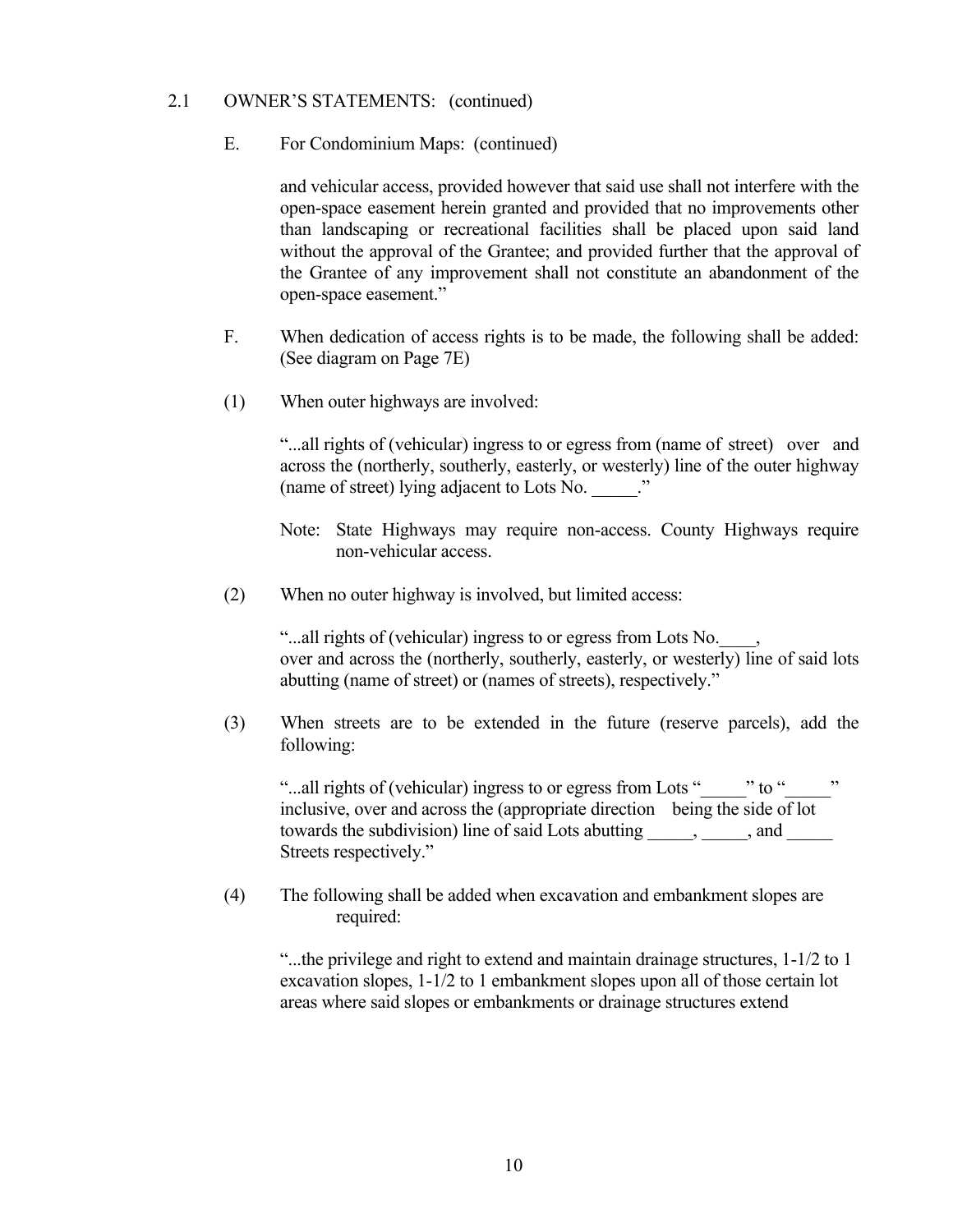2.1 OWNER'S STATEMENTS: (continued)

E. For Condominium Maps: (continued)

and vehicular access, provided however that said use shall not interfere with the open-space easement herein granted and provided that no improvements other than landscaping or recreational facilities shall be placed upon said land without the approval of the Grantee; and provided further that the approval of the Grantee of any improvement shall not constitute an abandonment of the open-space easement."

F. When dedication of access rights is to be made, the following shall be added: (See diagram on Page 7E)

(1) When outer highways are involved:

"...all rights of (vehicular) ingress to or egress from (name of street) over and across the (northerly, southerly, easterly, or westerly) line of the outer highway (name of street) lying adjacent to Lots No. _____."

Note: State Highways may require non-access. County Highways require non-vehicular access.

(2) When no outer highway is involved, but limited access:

"...all rights of (vehicular) ingress to or egress from Lots No.____, over and across the (northerly, southerly, easterly, or westerly) line of said lots abutting (name of street) or (names of streets), respectively."

(3) When streets are to be extended in the future (reserve parcels), add the following:

"...all rights of (vehicular) ingress to or egress from Lots "_____" to "_____" inclusive, over and across the (appropriate direction being the side of lot towards the subdivision) line of said Lots abutting _____, _____, and _____ Streets respectively."

(4) The following shall be added when excavation and embankment slopes are required:

"...the privilege and right to extend and maintain drainage structures, 1-1/2 to 1 excavation slopes, 1-1/2 to 1 embankment slopes upon all of those certain lot areas where said slopes or embankments or drainage structures extend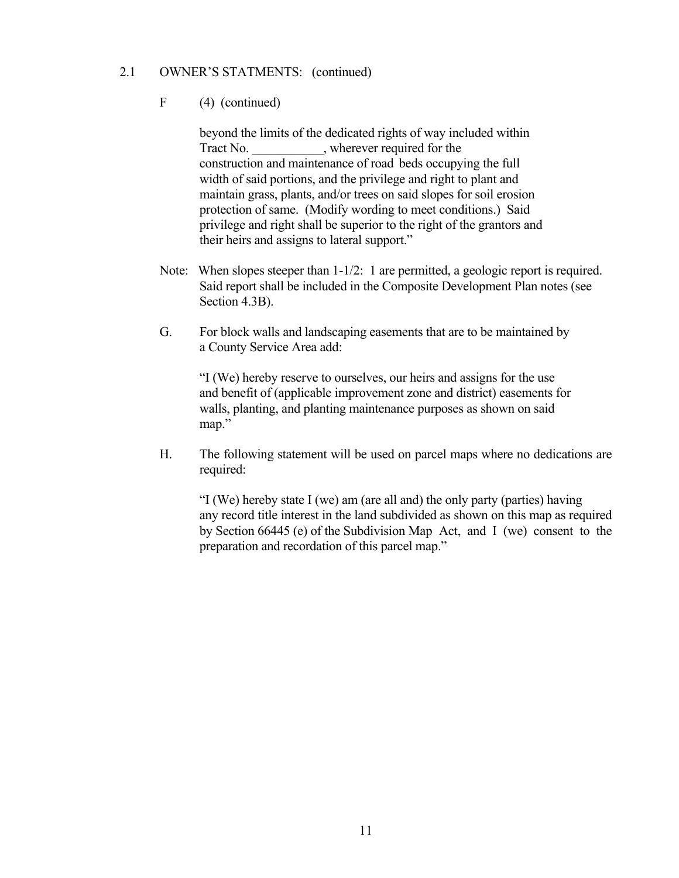2.1 OWNER'S STATMENTS: (continued)

F (4) (continued)

beyond the limits of the dedicated rights of way included within Tract No. ___________, wherever required for the construction and maintenance of road beds occupying the full width of said portions, and the privilege and right to plant and maintain grass, plants, and/or trees on said slopes for soil erosion protection of same. (Modify wording to meet conditions.) Said privilege and right shall be superior to the right of the grantors and their heirs and assigns to lateral support."

Note: When slopes steeper than 1-1/2: 1 are permitted, a geologic report is required. Said report shall be included in the Composite Development Plan notes (see Section 4.3B).

G. For block walls and landscaping easements that are to be maintained by a County Service Area add:

"I (We) hereby reserve to ourselves, our heirs and assigns for the use and benefit of (applicable improvement zone and district) easements for walls, planting, and planting maintenance purposes as shown on said map."

H. The following statement will be used on parcel maps where no dedications are required:

"I (We) hereby state I (we) am (are all and) the only party (parties) having any record title interest in the land subdivided as shown on this map as required by Section 66445 (e) of the Subdivision Map Act, and I (we) consent to the preparation and recordation of this parcel map."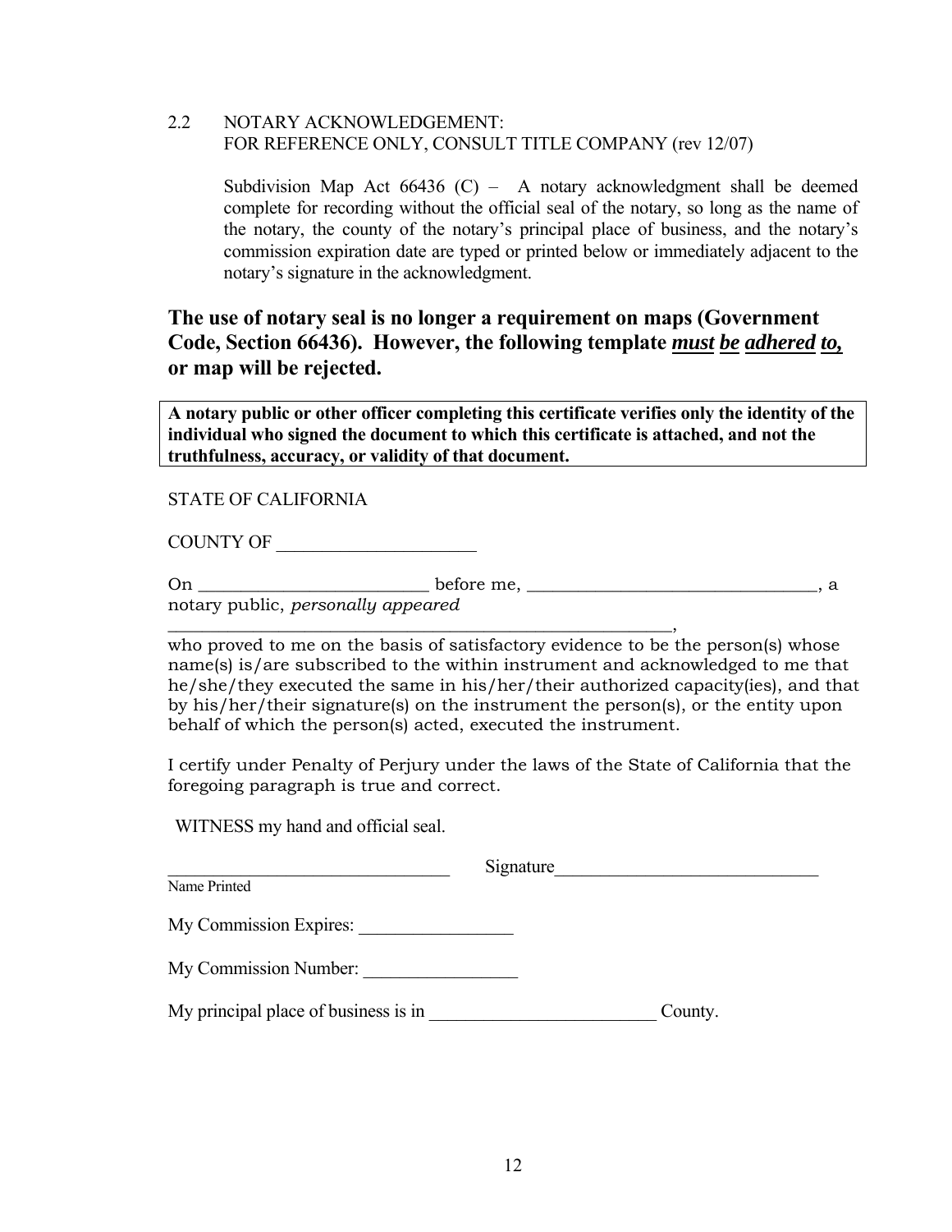2.2 NOTARY ACKNOWLEDGEMENT:
FOR REFERENCE ONLY, CONSULT TITLE COMPANY (rev 12/07)

Subdivision Map Act 66436 (C) – A notary acknowledgment shall be deemed complete for recording without the official seal of the notary, so long as the name of the notary, the county of the notary's principal place of business, and the notary's commission expiration date are typed or printed below or immediately adjacent to the notary's signature in the acknowledgment.

**The use of notary seal is no longer a requirement on maps (Government Code, Section 66436). However, the following template *must be adhered to,* or map will be rejected.**

| **A notary public or other officer completing this certificate verifies only the identity of the individual who signed the document to which this certificate is attached, and not the truthfulness, accuracy, or validity of that document.** |
|---|

STATE OF CALIFORNIA

COUNTY OF ____________________

On ________________________ before me, ______________________________, a notary public, *personally appeared*
______________________________________________________,
who proved to me on the basis of satisfactory evidence to be the person(s) whose name(s) is/are subscribed to the within instrument and acknowledged to me that he/she/they executed the same in his/her/their authorized capacity(ies), and that by his/her/their signature(s) on the instrument the person(s), or the entity upon behalf of which the person(s) acted, executed the instrument.

I certify under Penalty of Perjury under the laws of the State of California that the foregoing paragraph is true and correct.

WITNESS my hand and official seal.

_____________________________ Signature__________________________
Name Printed

My Commission Expires: _______________

My Commission Number: _______________

My principal place of business is in ______________________ County.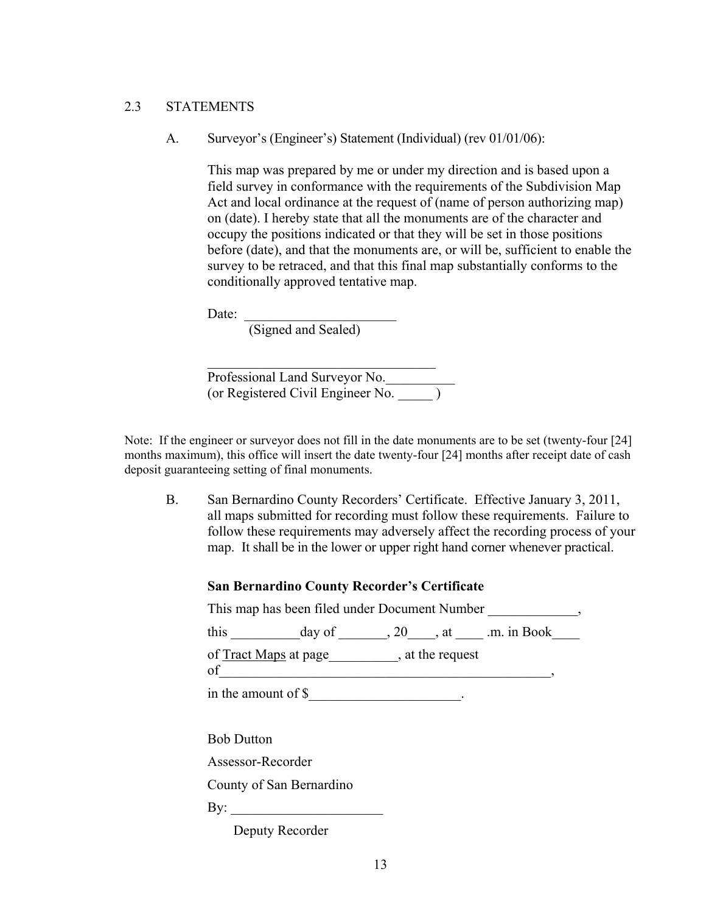## 2.3 STATEMENTS

A. Surveyor's (Engineer's) Statement (Individual) (rev 01/01/06):

This map was prepared by me or under my direction and is based upon a field survey in conformance with the requirements of the Subdivision Map Act and local ordinance at the request of (name of person authorizing map) on (date). I hereby state that all the monuments are of the character and occupy the positions indicated or that they will be set in those positions before (date), and that the monuments are, or will be, sufficient to enable the survey to be retraced, and that this final map substantially conforms to the conditionally approved tentative map.

Date: ______________________
(Signed and Sealed)

___________________________________
Professional Land Surveyor No.__________
(or Registered Civil Engineer No. _____ )

Note: If the engineer or surveyor does not fill in the date monuments are to be set (twenty-four [24] months maximum), this office will insert the date twenty-four [24] months after receipt date of cash deposit guaranteeing setting of final monuments.

B. San Bernardino County Recorders' Certificate. Effective January 3, 2011, all maps submitted for recording must follow these requirements. Failure to follow these requirements may adversely affect the recording process of your map. It shall be in the lower or upper right hand corner whenever practical.

**San Bernardino County Recorder's Certificate**

This map has been filed under Document Number _____________,

this __________day of _______, 20____, at ____ .m. in Book____

of Tract Maps at page__________, at the request of__________________________________________________,

in the amount of $______________________.

Bob Dutton

Assessor-Recorder

County of San Bernardino

By: ______________________

Deputy Recorder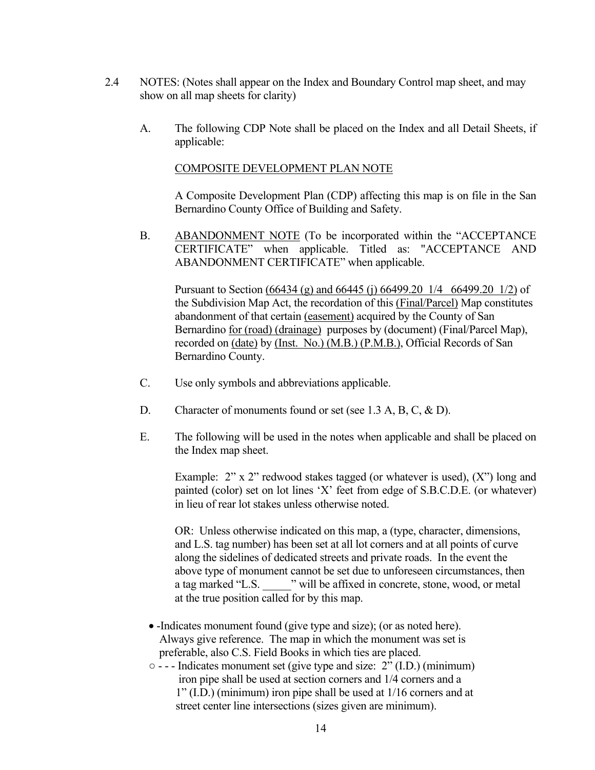2.4 NOTES: (Notes shall appear on the Index and Boundary Control map sheet, and may show on all map sheets for clarity)

A. The following CDP Note shall be placed on the Index and all Detail Sheets, if applicable:

<u>COMPOSITE DEVELOPMENT PLAN NOTE</u>

A Composite Development Plan (CDP) affecting this map is on file in the San Bernardino County Office of Building and Safety.

B. <u>ABANDONMENT NOTE</u> (To be incorporated within the "ACCEPTANCE CERTIFICATE" when applicable. Titled as: "ACCEPTANCE AND ABANDONMENT CERTIFICATE" when applicable.

Pursuant to Section <u>(66434 (g) and 66445 (j) 66499.20 1/4 66499.20 1/2)</u> of the Subdivision Map Act, the recordation of this <u>(Final/Parcel)</u> Map constitutes abandonment of that certain <u>(easement)</u> acquired by the County of San Bernardino <u>for (road) (drainage)</u> purposes by (document) (Final/Parcel Map), recorded on <u>(date)</u> by <u>(Inst. No.) (M.B.) (P.M.B.)</u>, Official Records of San Bernardino County.

C. Use only symbols and abbreviations applicable.

D. Character of monuments found or set (see 1.3 A, B, C, & D).

E. The following will be used in the notes when applicable and shall be placed on the Index map sheet.

Example: 2" x 2" redwood stakes tagged (or whatever is used), (X") long and painted (color) set on lot lines 'X' feet from edge of S.B.C.D.E. (or whatever) in lieu of rear lot stakes unless otherwise noted.

OR: Unless otherwise indicated on this map, a (type, character, dimensions, and L.S. tag number) has been set at all lot corners and at all points of curve along the sidelines of dedicated streets and private roads. In the event the above type of monument cannot be set due to unforeseen circumstances, then a tag marked "L.S. _____" will be affixed in concrete, stone, wood, or metal at the true position called for by this map.

- -Indicates monument found (give type and size); (or as noted here). Always give reference. The map in which the monument was set is preferable, also C.S. Field Books in which ties are placed.

○ - - - Indicates monument set (give type and size: 2" (I.D.) (minimum) iron pipe shall be used at section corners and 1/4 corners and a 1" (I.D.) (minimum) iron pipe shall be used at 1/16 corners and at street center line intersections (sizes given are minimum).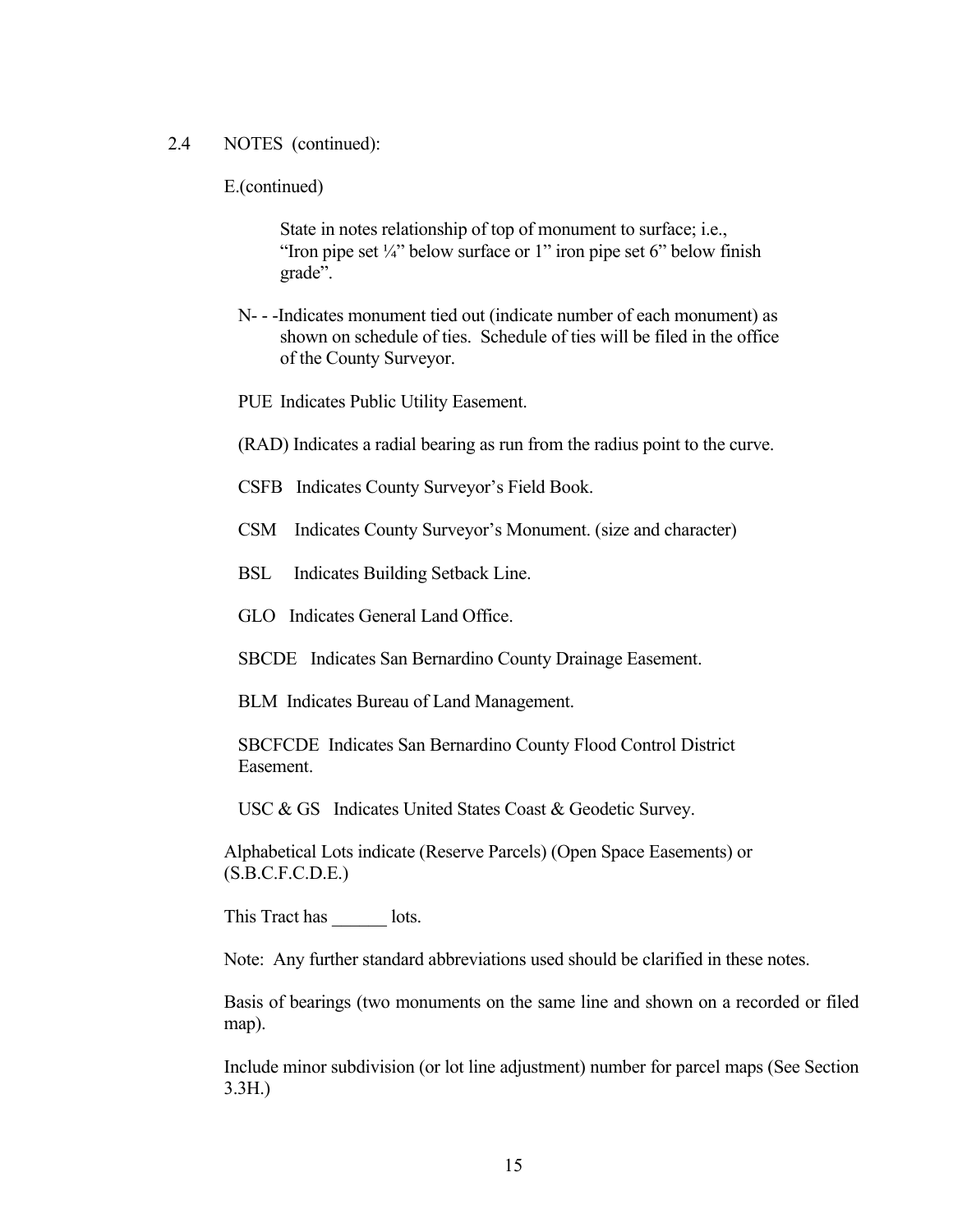2.4 NOTES (continued):

E.(continued)

State in notes relationship of top of monument to surface; i.e., "Iron pipe set ¼" below surface or 1" iron pipe set 6" below finish grade".

N- - -Indicates monument tied out (indicate number of each monument) as shown on schedule of ties. Schedule of ties will be filed in the office of the County Surveyor.

PUE Indicates Public Utility Easement.

(RAD) Indicates a radial bearing as run from the radius point to the curve.

CSFB Indicates County Surveyor's Field Book.

CSM Indicates County Surveyor's Monument. (size and character)

BSL Indicates Building Setback Line.

GLO Indicates General Land Office.

SBCDE Indicates San Bernardino County Drainage Easement.

BLM Indicates Bureau of Land Management.

SBCFCDE Indicates San Bernardino County Flood Control District Easement.

USC & GS Indicates United States Coast & Geodetic Survey.

Alphabetical Lots indicate (Reserve Parcels) (Open Space Easements) or (S.B.C.F.C.D.E.)

This Tract has ______ lots.

Note: Any further standard abbreviations used should be clarified in these notes.

Basis of bearings (two monuments on the same line and shown on a recorded or filed map).

Include minor subdivision (or lot line adjustment) number for parcel maps (See Section 3.3H.)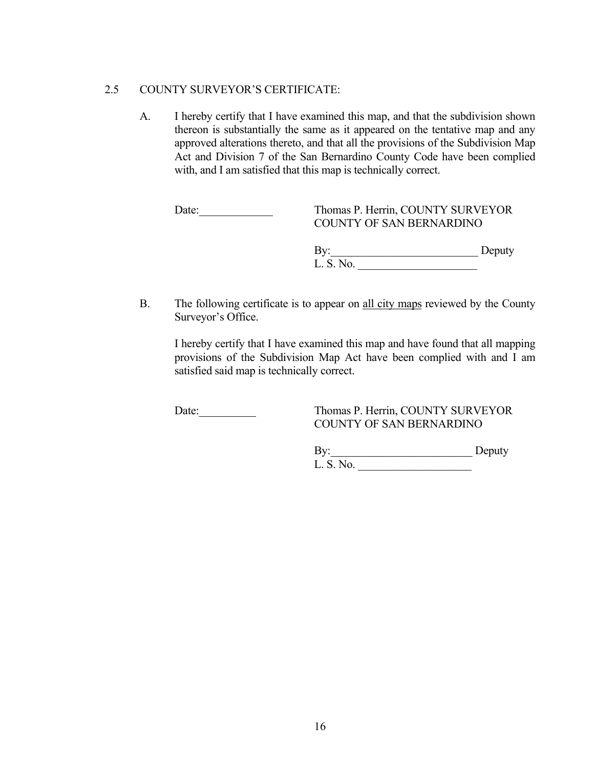2.5 COUNTY SURVEYOR'S CERTIFICATE:

A. I hereby certify that I have examined this map, and that the subdivision shown thereon is substantially the same as it appeared on the tentative map and any approved alterations thereto, and that all the provisions of the Subdivision Map Act and Division 7 of the San Bernardino County Code have been complied with, and I am satisfied that this map is technically correct.

Date:_____________ Thomas P. Herrin, COUNTY SURVEYOR
COUNTY OF SAN BERNARDINO

By:__________________________ Deputy
L. S. No. _____________________

B. The following certificate is to appear on <u>all city maps</u> reviewed by the County Surveyor's Office.

I hereby certify that I have examined this map and have found that all mapping provisions of the Subdivision Map Act have been complied with and I am satisfied said map is technically correct.

Date:__________ Thomas P. Herrin, COUNTY SURVEYOR
COUNTY OF SAN BERNARDINO

By:_________________________ Deputy
L. S. No. ____________________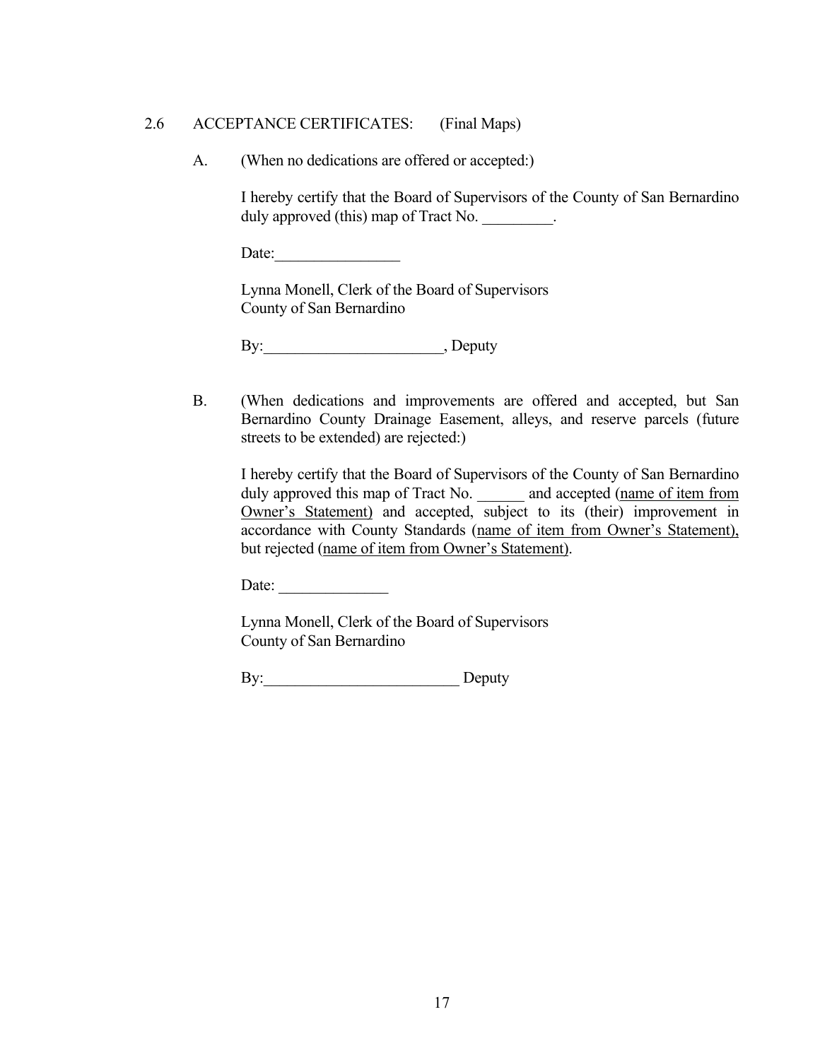## 2.6 ACCEPTANCE CERTIFICATES: (Final Maps)

A. (When no dedications are offered or accepted:)

I hereby certify that the Board of Supervisors of the County of San Bernardino duly approved (this) map of Tract No. _________.

Date:________________

Lynna Monell, Clerk of the Board of Supervisors
County of San Bernardino

By:_______________________, Deputy

B. (When dedications and improvements are offered and accepted, but San Bernardino County Drainage Easement, alleys, and reserve parcels (future streets to be extended) are rejected:)

I hereby certify that the Board of Supervisors of the County of San Bernardino duly approved this map of Tract No. ______ and accepted (<u>name of item from Owner's Statement</u>) and accepted, subject to its (their) improvement in accordance with County Standards (<u>name of item from Owner's Statement</u>), but rejected (<u>name of item from Owner's Statement</u>).

Date: ______________

Lynna Monell, Clerk of the Board of Supervisors
County of San Bernardino

By:_________________________ Deputy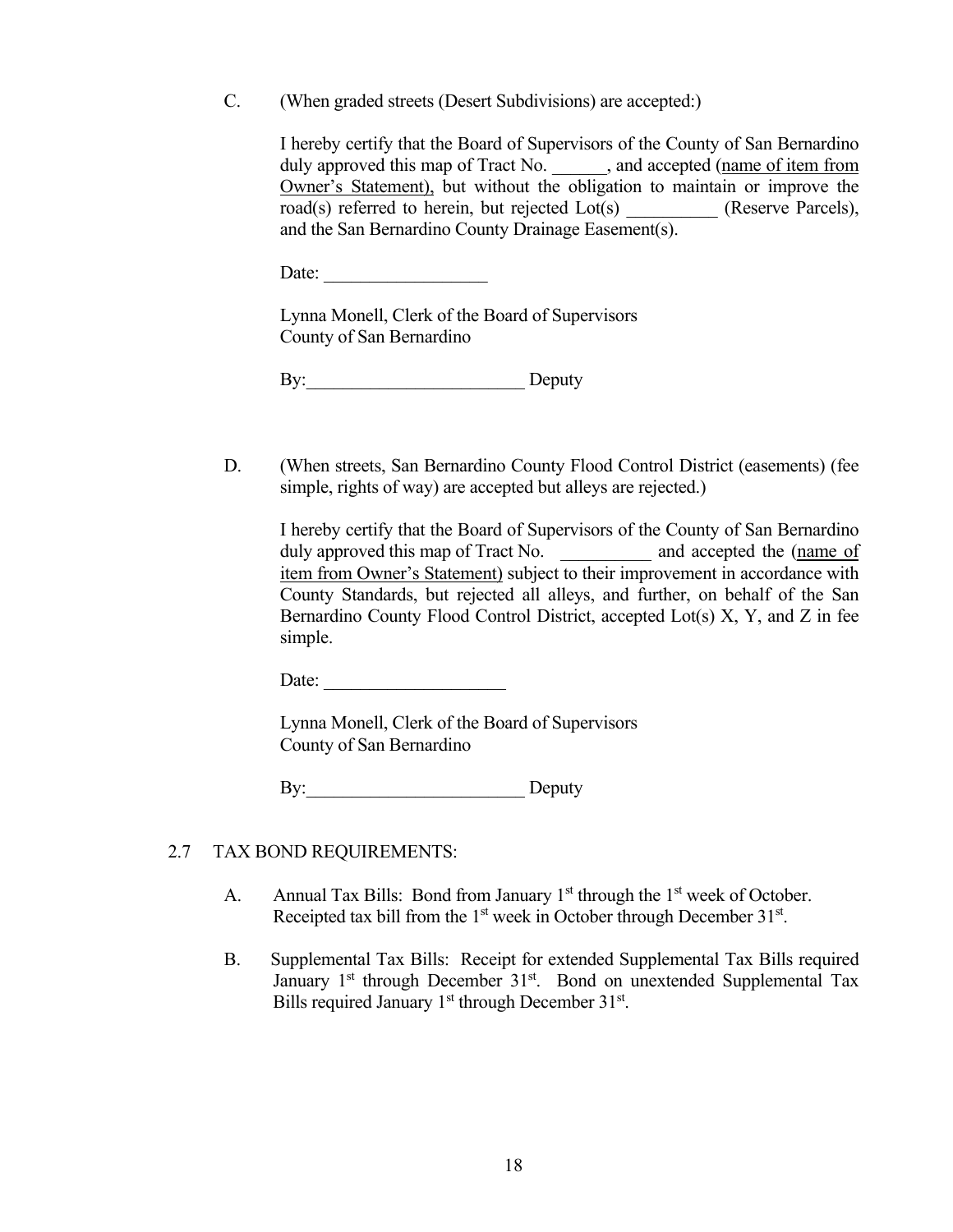C. (When graded streets (Desert Subdivisions) are accepted:)

I hereby certify that the Board of Supervisors of the County of San Bernardino duly approved this map of Tract No. ______, and accepted (name of item from Owner's Statement), but without the obligation to maintain or improve the road(s) referred to herein, but rejected Lot(s) __________ (Reserve Parcels), and the San Bernardino County Drainage Easement(s).

Date: __________________

Lynna Monell, Clerk of the Board of Supervisors
County of San Bernardino

By:________________________ Deputy

D. (When streets, San Bernardino County Flood Control District (easements) (fee simple, rights of way) are accepted but alleys are rejected.)

I hereby certify that the Board of Supervisors of the County of San Bernardino duly approved this map of Tract No. __________ and accepted the (name of item from Owner's Statement) subject to their improvement in accordance with County Standards, but rejected all alleys, and further, on behalf of the San Bernardino County Flood Control District, accepted Lot(s) X, Y, and Z in fee simple.

Date: ____________________

Lynna Monell, Clerk of the Board of Supervisors
County of San Bernardino

By:________________________ Deputy

## 2.7 TAX BOND REQUIREMENTS:

A. Annual Tax Bills: Bond from January 1st through the 1st week of October. Receipted tax bill from the 1st week in October through December 31st.

B. Supplemental Tax Bills: Receipt for extended Supplemental Tax Bills required January 1st through December 31st. Bond on unextended Supplemental Tax Bills required January 1st through December 31st.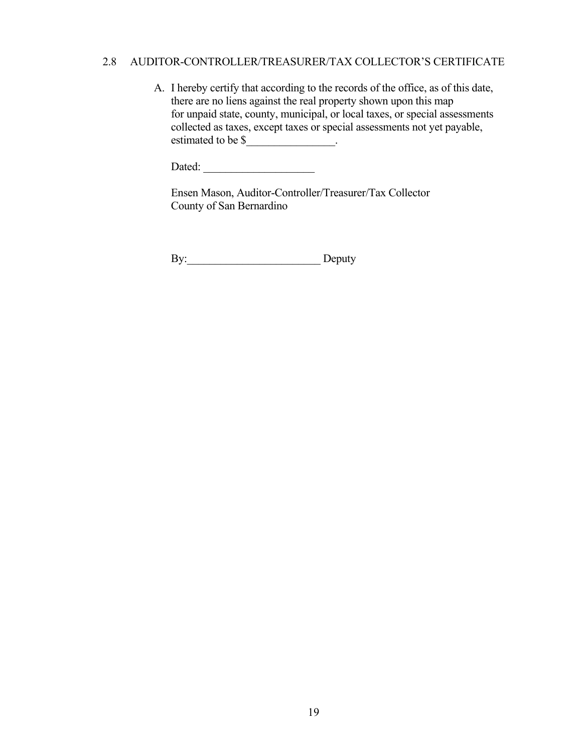## 2.8 AUDITOR-CONTROLLER/TREASURER/TAX COLLECTOR'S CERTIFICATE

A. I hereby certify that according to the records of the office, as of this date, there are no liens against the real property shown upon this map for unpaid state, county, municipal, or local taxes, or special assessments collected as taxes, except taxes or special assessments not yet payable, estimated to be $________________.

Dated: ____________________

Ensen Mason, Auditor-Controller/Treasurer/Tax Collector
County of San Bernardino

By:________________________ Deputy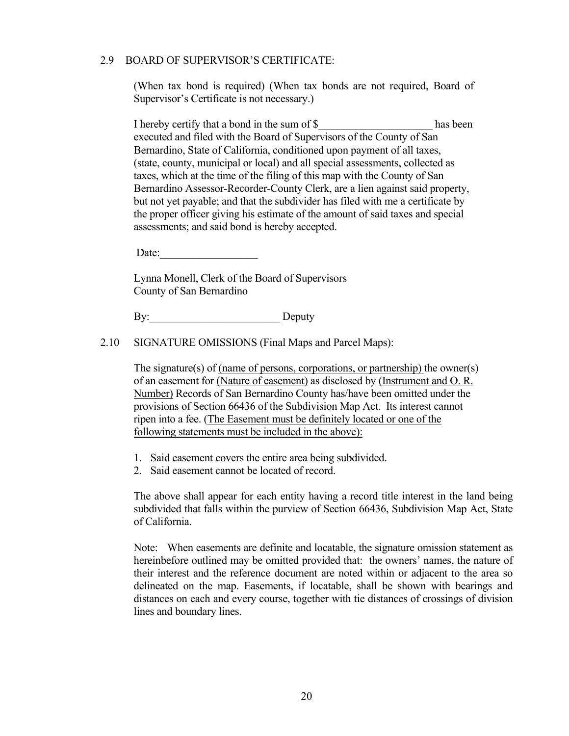### 2.9 BOARD OF SUPERVISOR'S CERTIFICATE:

(When tax bond is required) (When tax bonds are not required, Board of Supervisor's Certificate is not necessary.)

I hereby certify that a bond in the sum of $\_\_\_\_\_\_\_\_\_\_\_\_\_\_\_\_\_\_\_\_\_ has been executed and filed with the Board of Supervisors of the County of San Bernardino, State of California, conditioned upon payment of all taxes, (state, county, municipal or local) and all special assessments, collected as taxes, which at the time of the filing of this map with the County of San Bernardino Assessor-Recorder-County Clerk, are a lien against said property, but not yet payable; and that the subdivider has filed with me a certificate by the proper officer giving his estimate of the amount of said taxes and special assessments; and said bond is hereby accepted.

Date:\_\_\_\_\_\_\_\_\_\_\_\_\_\_\_\_\_\_

Lynna Monell, Clerk of the Board of Supervisors
County of San Bernardino

By:\_\_\_\_\_\_\_\_\_\_\_\_\_\_\_\_\_\_\_\_\_\_\_\_ Deputy

### 2.10 SIGNATURE OMISSIONS (Final Maps and Parcel Maps):

The signature(s) of <u>(name of persons, corporations, or partnership)</u> the owner(s) of an easement for <u>(Nature of easement)</u> as disclosed by <u>(Instrument and O. R. Number)</u> Records of San Bernardino County has/have been omitted under the provisions of Section 66436 of the Subdivision Map Act. Its interest cannot ripen into a fee. <u>(The Easement must be definitely located or one of the following statements must be included in the above):</u>

1. Said easement covers the entire area being subdivided.
2. Said easement cannot be located of record.

The above shall appear for each entity having a record title interest in the land being subdivided that falls within the purview of Section 66436, Subdivision Map Act, State of California.

Note: When easements are definite and locatable, the signature omission statement as hereinbefore outlined may be omitted provided that: the owners' names, the nature of their interest and the reference document are noted within or adjacent to the area so delineated on the map. Easements, if locatable, shall be shown with bearings and distances on each and every course, together with tie distances of crossings of division lines and boundary lines.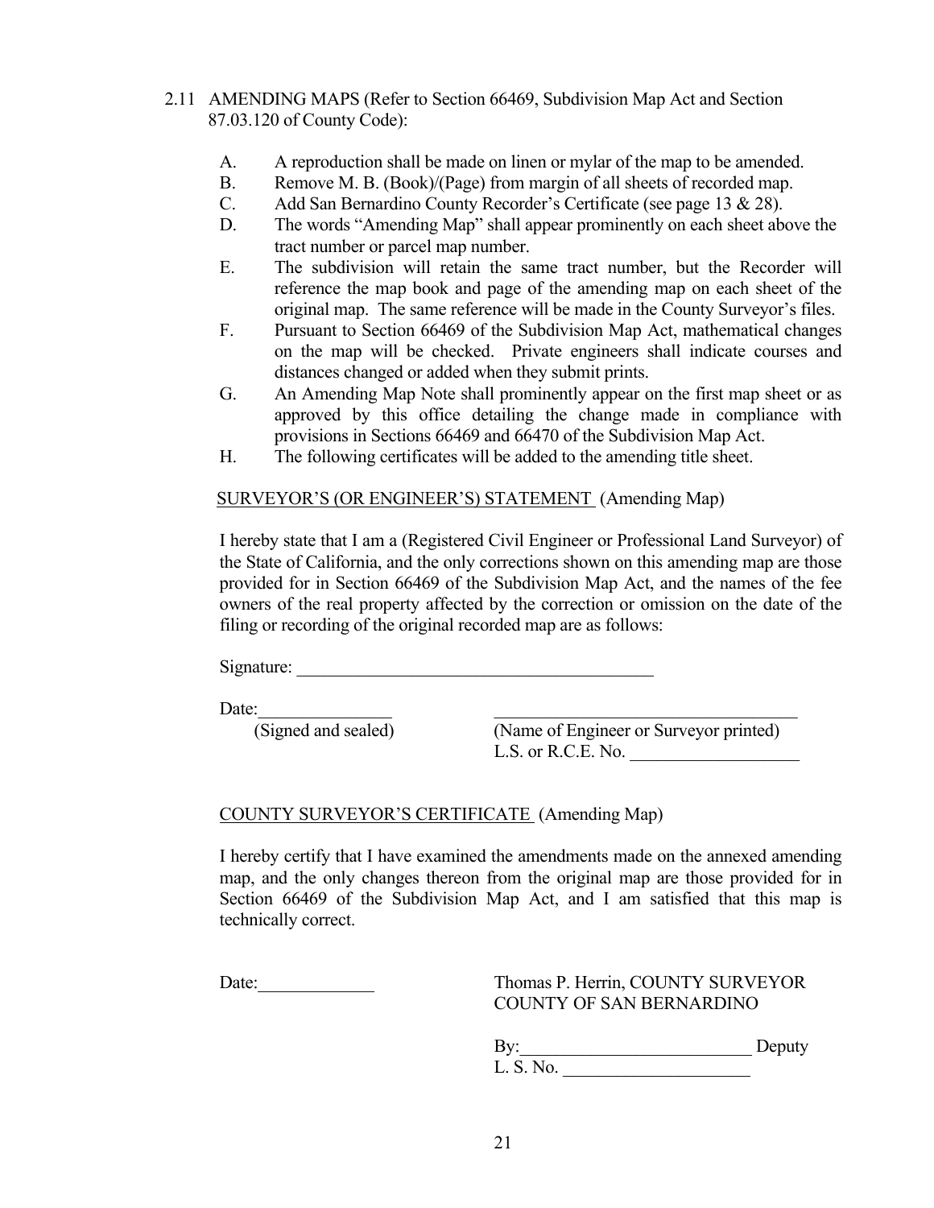2.11 AMENDING MAPS (Refer to Section 66469, Subdivision Map Act and Section 87.03.120 of County Code):

A. A reproduction shall be made on linen or mylar of the map to be amended.

B. Remove M. B. (Book)/(Page) from margin of all sheets of recorded map.

C. Add San Bernardino County Recorder's Certificate (see page 13 & 28).

D. The words "Amending Map" shall appear prominently on each sheet above the tract number or parcel map number.

E. The subdivision will retain the same tract number, but the Recorder will reference the map book and page of the amending map on each sheet of the original map. The same reference will be made in the County Surveyor's files.

F. Pursuant to Section 66469 of the Subdivision Map Act, mathematical changes on the map will be checked. Private engineers shall indicate courses and distances changed or added when they submit prints.

G. An Amending Map Note shall prominently appear on the first map sheet or as approved by this office detailing the change made in compliance with provisions in Sections 66469 and 66470 of the Subdivision Map Act.

H. The following certificates will be added to the amending title sheet.

SURVEYOR'S (OR ENGINEER'S) STATEMENT (Amending Map)

I hereby state that I am a (Registered Civil Engineer or Professional Land Surveyor) of the State of California, and the only corrections shown on this amending map are those provided for in Section 66469 of the Subdivision Map Act, and the names of the fee owners of the real property affected by the correction or omission on the date of the filing or recording of the original recorded map are as follows:

Signature: ________________________________________

Date:_______________ ___________________________________
(Signed and sealed) (Name of Engineer or Surveyor printed)
L.S. or R.C.E. No. __________________

COUNTY SURVEYOR'S CERTIFICATE (Amending Map)

I hereby certify that I have examined the amendments made on the annexed amending map, and the only changes thereon from the original map are those provided for in Section 66469 of the Subdivision Map Act, and I am satisfied that this map is technically correct.

Date:_____________ Thomas P. Herrin, COUNTY SURVEYOR
COUNTY OF SAN BERNARDINO

By:__________________________ Deputy
L. S. No. ____________________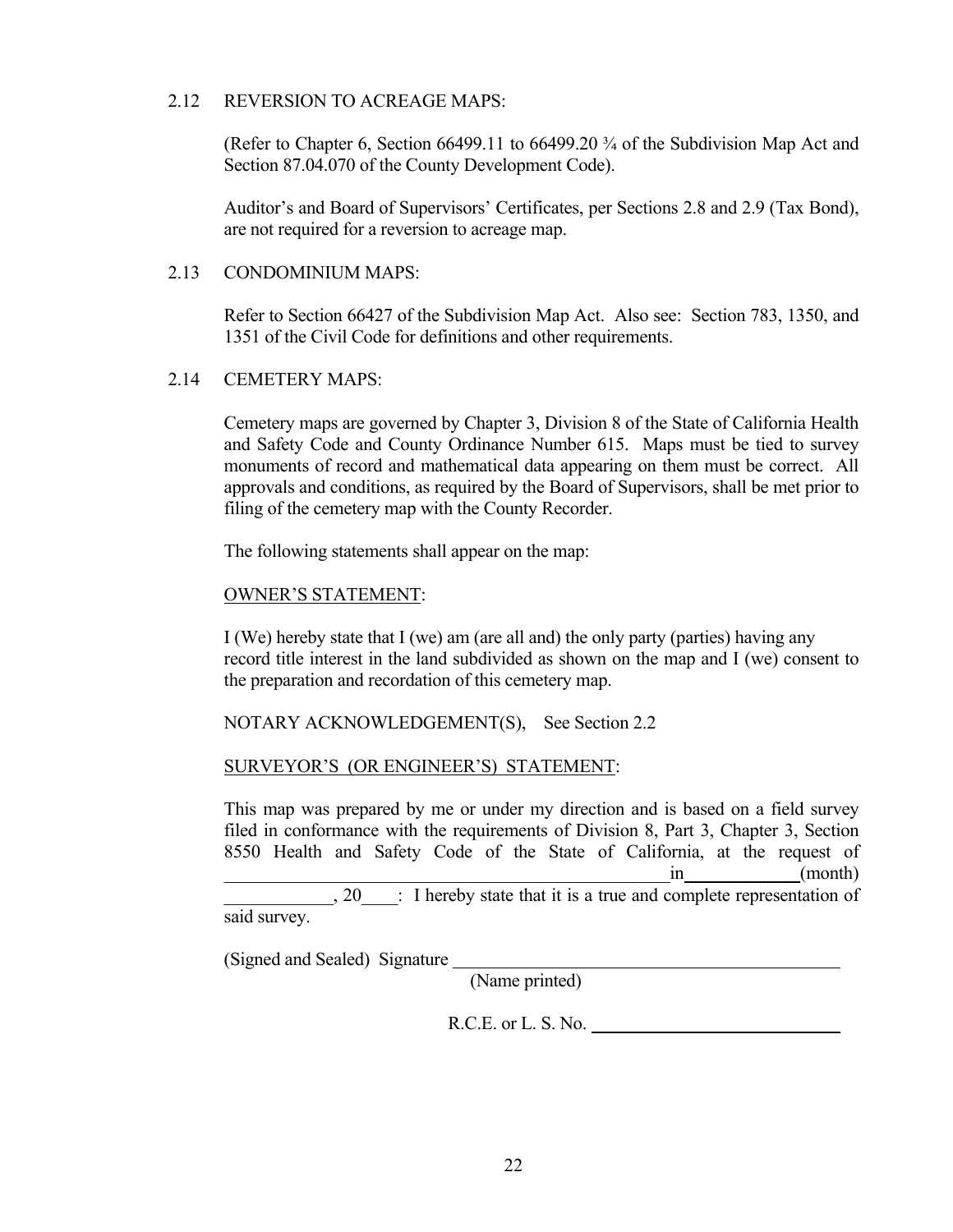## 2.12 REVERSION TO ACREAGE MAPS:

(Refer to Chapter 6, Section 66499.11 to 66499.20 ¾ of the Subdivision Map Act and Section 87.04.070 of the County Development Code).

Auditor's and Board of Supervisors' Certificates, per Sections 2.8 and 2.9 (Tax Bond), are not required for a reversion to acreage map.

## 2.13 CONDOMINIUM MAPS:

Refer to Section 66427 of the Subdivision Map Act. Also see: Section 783, 1350, and 1351 of the Civil Code for definitions and other requirements.

## 2.14 CEMETERY MAPS:

Cemetery maps are governed by Chapter 3, Division 8 of the State of California Health and Safety Code and County Ordinance Number 615. Maps must be tied to survey monuments of record and mathematical data appearing on them must be correct. All approvals and conditions, as required by the Board of Supervisors, shall be met prior to filing of the cemetery map with the County Recorder.

The following statements shall appear on the map:

<u>OWNER'S STATEMENT</u>:

I (We) hereby state that I (we) am (are all and) the only party (parties) having any record title interest in the land subdivided as shown on the map and I (we) consent to the preparation and recordation of this cemetery map.

NOTARY ACKNOWLEDGEMENT(S), See Section 2.2

<u>SURVEYOR'S (OR ENGINEER'S) STATEMENT</u>:

This map was prepared by me or under my direction and is based on a field survey filed in conformance with the requirements of Division 8, Part 3, Chapter 3, Section 8550 Health and Safety Code of the State of California, at the request of ________________________________________ in ____________ (month) ____________, 20____: I hereby state that it is a true and complete representation of said survey.

(Signed and Sealed) Signature ________________________________________
(Name printed)

R.C.E. or L. S. No. ____________________________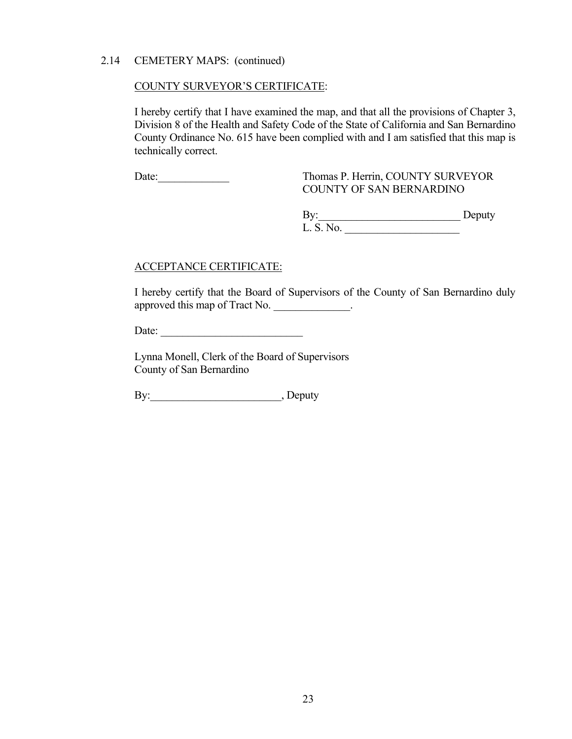2.14 CEMETERY MAPS: (continued)

<u>COUNTY SURVEYOR'S CERTIFICATE</u>:

I hereby certify that I have examined the map, and that all the provisions of Chapter 3, Division 8 of the Health and Safety Code of the State of California and San Bernardino County Ordinance No. 615 have been complied with and I am satisfied that this map is technically correct.

Date:_____________

Thomas P. Herrin, COUNTY SURVEYOR
COUNTY OF SAN BERNARDINO

By:__________________________ Deputy
L. S. No. _____________________

<u>ACCEPTANCE CERTIFICATE:</u>

I hereby certify that the Board of Supervisors of the County of San Bernardino duly approved this map of Tract No. ______________.

Date: __________________________

Lynna Monell, Clerk of the Board of Supervisors
County of San Bernardino

By:________________________, Deputy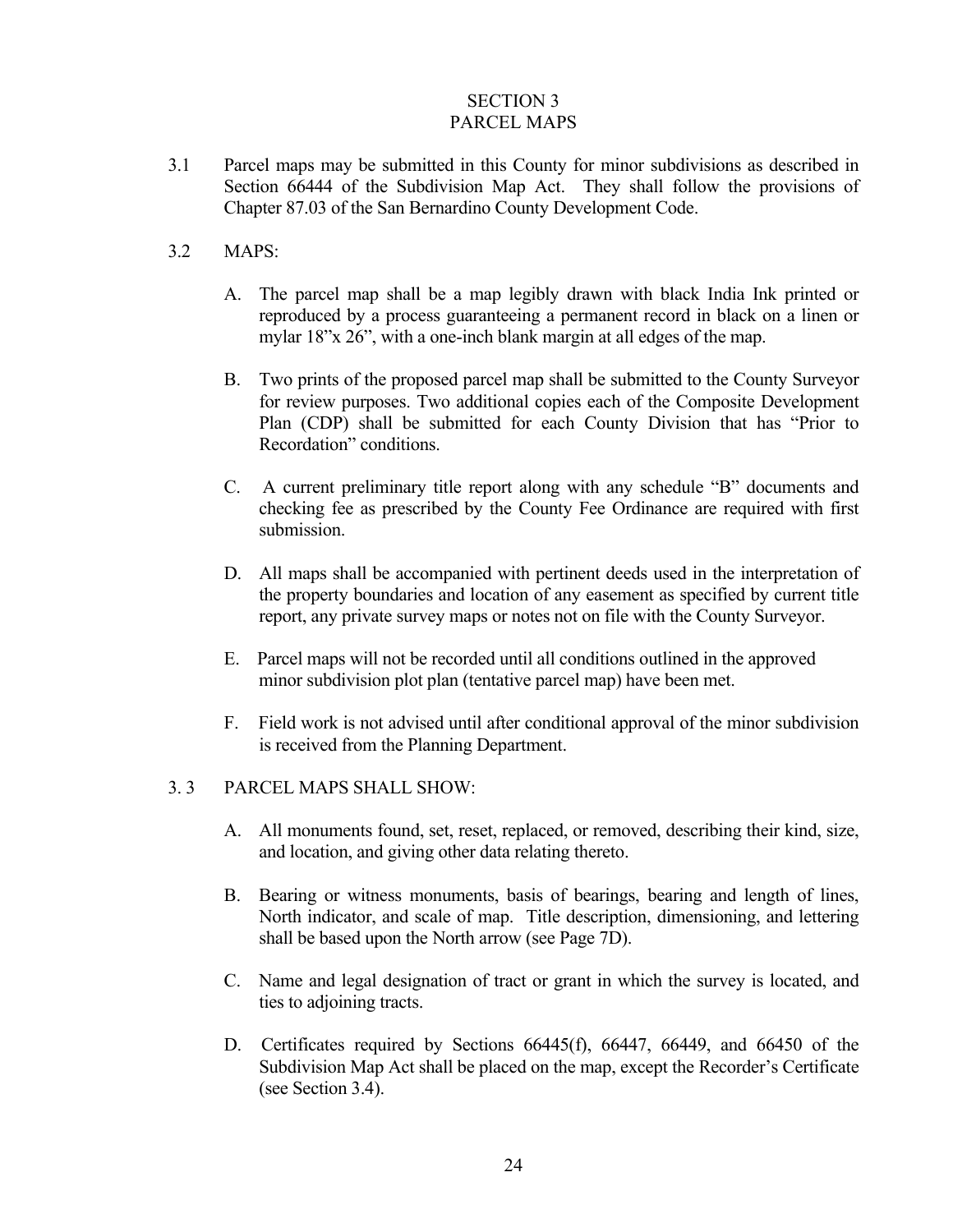# SECTION 3
# PARCEL MAPS

3.1 Parcel maps may be submitted in this County for minor subdivisions as described in Section 66444 of the Subdivision Map Act. They shall follow the provisions of Chapter 87.03 of the San Bernardino County Development Code.

3.2 MAPS:

A. The parcel map shall be a map legibly drawn with black India Ink printed or reproduced by a process guaranteeing a permanent record in black on a linen or mylar 18"x 26", with a one-inch blank margin at all edges of the map.

B. Two prints of the proposed parcel map shall be submitted to the County Surveyor for review purposes. Two additional copies each of the Composite Development Plan (CDP) shall be submitted for each County Division that has "Prior to Recordation" conditions.

C. A current preliminary title report along with any schedule "B" documents and checking fee as prescribed by the County Fee Ordinance are required with first submission.

D. All maps shall be accompanied with pertinent deeds used in the interpretation of the property boundaries and location of any easement as specified by current title report, any private survey maps or notes not on file with the County Surveyor.

E. Parcel maps will not be recorded until all conditions outlined in the approved minor subdivision plot plan (tentative parcel map) have been met.

F. Field work is not advised until after conditional approval of the minor subdivision is received from the Planning Department.

3. 3 PARCEL MAPS SHALL SHOW:

A. All monuments found, set, reset, replaced, or removed, describing their kind, size, and location, and giving other data relating thereto.

B. Bearing or witness monuments, basis of bearings, bearing and length of lines, North indicator, and scale of map. Title description, dimensioning, and lettering shall be based upon the North arrow (see Page 7D).

C. Name and legal designation of tract or grant in which the survey is located, and ties to adjoining tracts.

D. Certificates required by Sections 66445(f), 66447, 66449, and 66450 of the Subdivision Map Act shall be placed on the map, except the Recorder's Certificate (see Section 3.4).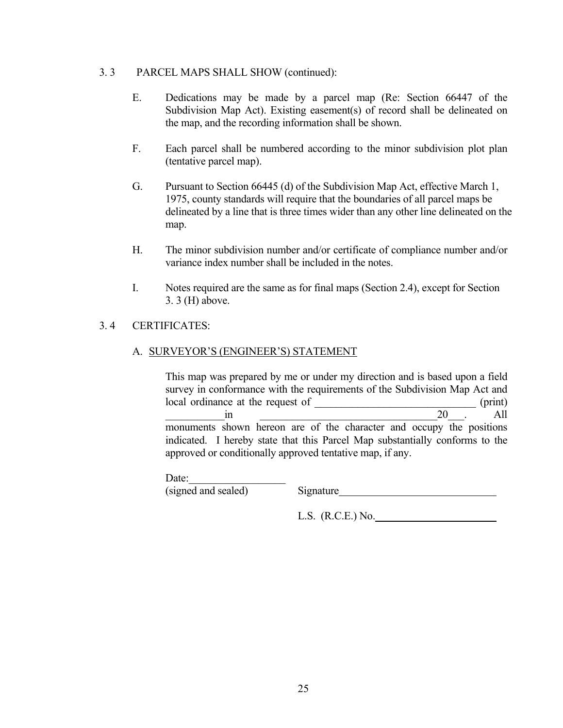3.3 PARCEL MAPS SHALL SHOW (continued):

E. Dedications may be made by a parcel map (Re: Section 66447 of the Subdivision Map Act). Existing easement(s) of record shall be delineated on the map, and the recording information shall be shown.

F. Each parcel shall be numbered according to the minor subdivision plot plan (tentative parcel map).

G. Pursuant to Section 66445 (d) of the Subdivision Map Act, effective March 1, 1975, county standards will require that the boundaries of all parcel maps be delineated by a line that is three times wider than any other line delineated on the map.

H. The minor subdivision number and/or certificate of compliance number and/or variance index number shall be included in the notes.

I. Notes required are the same as for final maps (Section 2.4), except for Section 3. 3 (H) above.

3.4 CERTIFICATES:

A. <u>SURVEYOR'S (ENGINEER'S) STATEMENT</u>

This map was prepared by me or under my direction and is based upon a field survey in conformance with the requirements of the Subdivision Map Act and local ordinance at the request of ______________________________ (print) __________in _________________________________20___. All monuments shown hereon are of the character and occupy the positions indicated. I hereby state that this Parcel Map substantially conforms to the approved or conditionally approved tentative map, if any.

Date:__________________

(signed and sealed) Signature_____________________________

L.S. (R.C.E.) No._______________________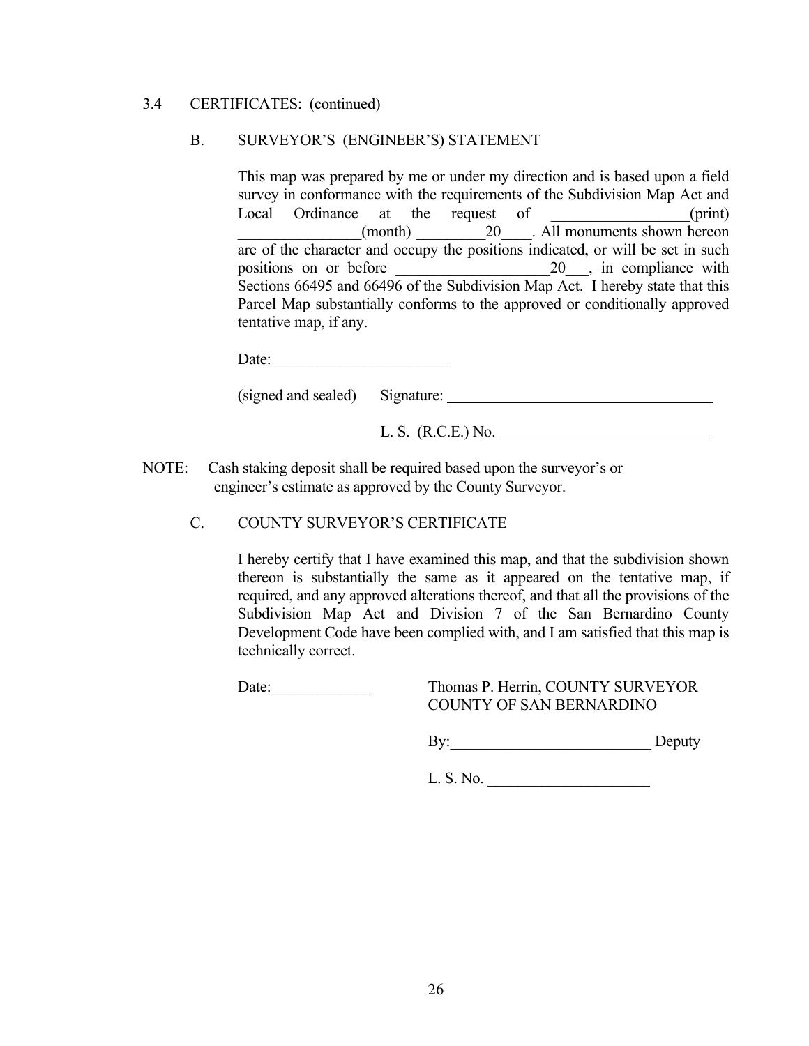3.4 CERTIFICATES: (continued)

B. SURVEYOR'S (ENGINEER'S) STATEMENT

This map was prepared by me or under my direction and is based upon a field survey in conformance with the requirements of the Subdivision Map Act and Local Ordinance at the request of __________________(print) ________________(month) _________20____. All monuments shown hereon are of the character and occupy the positions indicated, or will be set in such positions on or before ____________________20___, in compliance with Sections 66495 and 66496 of the Subdivision Map Act. I hereby state that this Parcel Map substantially conforms to the approved or conditionally approved tentative map, if any.

Date:________________________

(signed and sealed) Signature: ____________________________________

L. S. (R.C.E.) No. ____________________________

NOTE: Cash staking deposit shall be required based upon the surveyor's or engineer's estimate as approved by the County Surveyor.

C. COUNTY SURVEYOR'S CERTIFICATE

I hereby certify that I have examined this map, and that the subdivision shown thereon is substantially the same as it appeared on the tentative map, if required, and any approved alterations thereof, and that all the provisions of the Subdivision Map Act and Division 7 of the San Bernardino County Development Code have been complied with, and I am satisfied that this map is technically correct.

Date:_____________

Thomas P. Herrin, COUNTY SURVEYOR
COUNTY OF SAN BERNARDINO

By:__________________________ Deputy

L. S. No. _____________________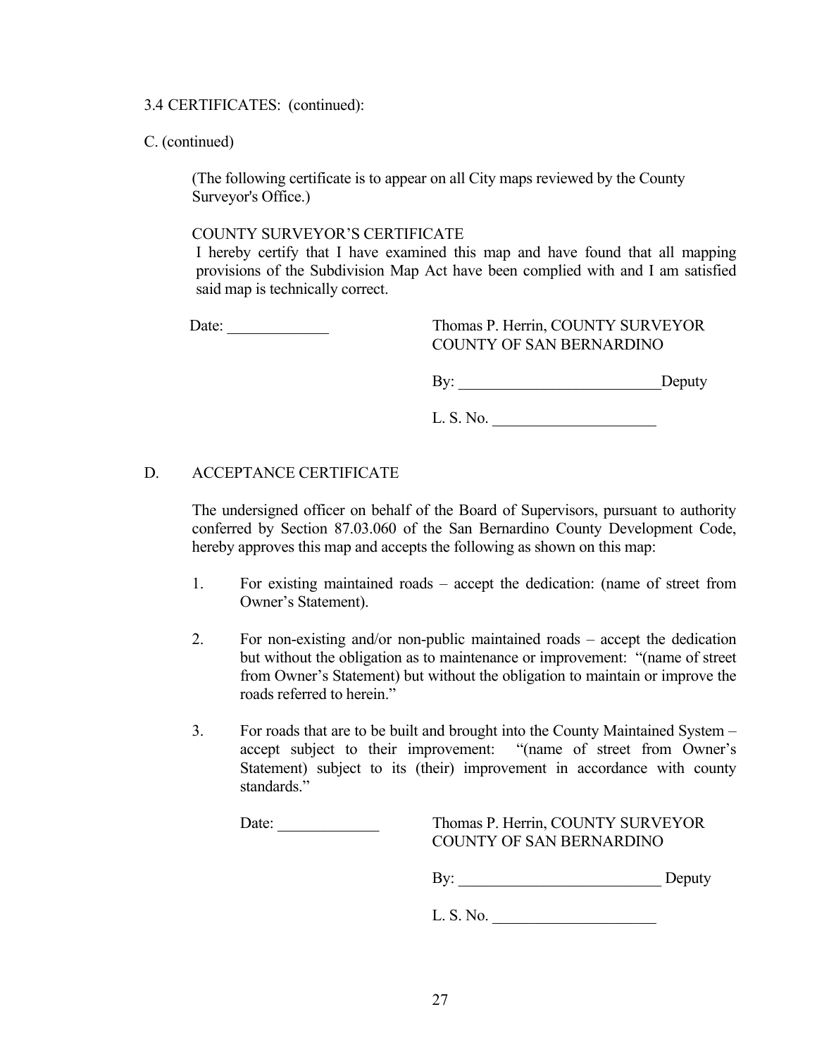3.4 CERTIFICATES: (continued):

C. (continued)

(The following certificate is to appear on all City maps reviewed by the County Surveyor's Office.)

COUNTY SURVEYOR'S CERTIFICATE

I hereby certify that I have examined this map and have found that all mapping provisions of the Subdivision Map Act have been complied with and I am satisfied said map is technically correct.

Date: _____________ Thomas P. Herrin, COUNTY SURVEYOR
COUNTY OF SAN BERNARDINO

By: __________________________Deputy

L. S. No. _____________________

D. ACCEPTANCE CERTIFICATE

The undersigned officer on behalf of the Board of Supervisors, pursuant to authority conferred by Section 87.03.060 of the San Bernardino County Development Code, hereby approves this map and accepts the following as shown on this map:

1. For existing maintained roads – accept the dedication: (name of street from Owner's Statement).

2. For non-existing and/or non-public maintained roads – accept the dedication but without the obligation as to maintenance or improvement: "(name of street from Owner's Statement) but without the obligation to maintain or improve the roads referred to herein."

3. For roads that are to be built and brought into the County Maintained System – accept subject to their improvement: "(name of street from Owner's Statement) subject to its (their) improvement in accordance with county standards."

Date: _____________ Thomas P. Herrin, COUNTY SURVEYOR
COUNTY OF SAN BERNARDINO

By: __________________________ Deputy

L. S. No. _____________________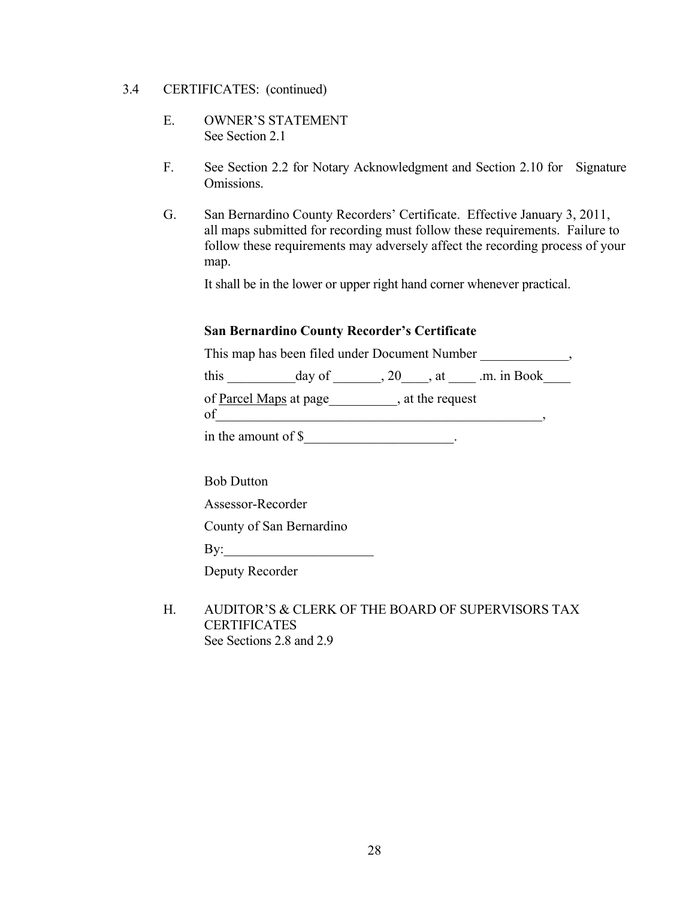3.4 CERTIFICATES: (continued)

E. OWNER'S STATEMENT
See Section 2.1

F. See Section 2.2 for Notary Acknowledgment and Section 2.10 for Signature Omissions.

G. San Bernardino County Recorders' Certificate. Effective January 3, 2011, all maps submitted for recording must follow these requirements. Failure to follow these requirements may adversely affect the recording process of your map.

It shall be in the lower or upper right hand corner whenever practical.

**San Bernardino County Recorder's Certificate**

This map has been filed under Document Number _____________,

this __________day of _______, 20____, at ____ .m. in Book____

of Parcel Maps at page__________, at the request of_________________________________________________,

in the amount of $______________________.

Bob Dutton

Assessor-Recorder

County of San Bernardino

By:______________________

Deputy Recorder

H. AUDITOR'S & CLERK OF THE BOARD OF SUPERVISORS TAX CERTIFICATES
See Sections 2.8 and 2.9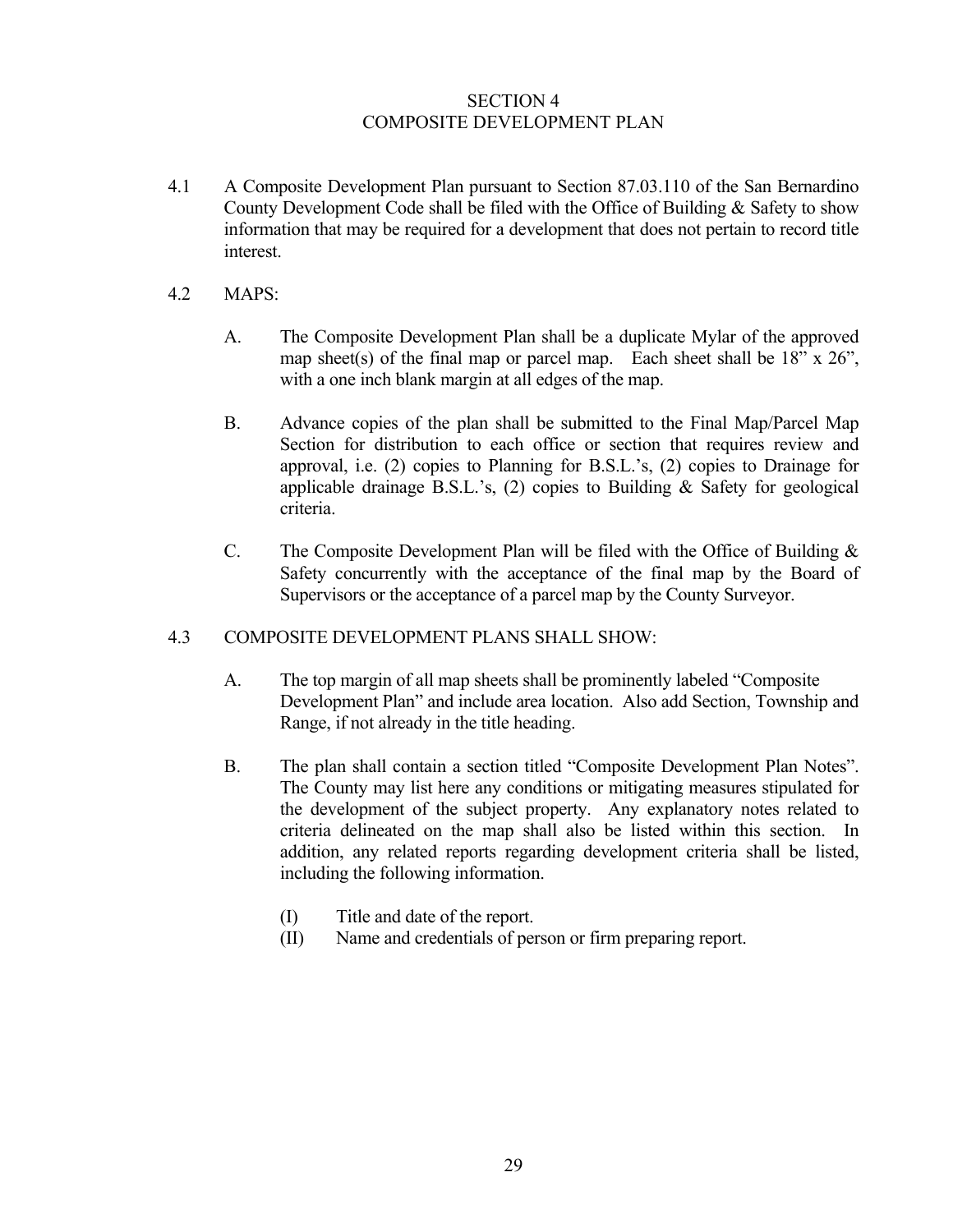# SECTION 4
# COMPOSITE DEVELOPMENT PLAN

4.1 A Composite Development Plan pursuant to Section 87.03.110 of the San Bernardino County Development Code shall be filed with the Office of Building & Safety to show information that may be required for a development that does not pertain to record title interest.

4.2 MAPS:

A. The Composite Development Plan shall be a duplicate Mylar of the approved map sheet(s) of the final map or parcel map. Each sheet shall be 18" x 26", with a one inch blank margin at all edges of the map.

B. Advance copies of the plan shall be submitted to the Final Map/Parcel Map Section for distribution to each office or section that requires review and approval, i.e. (2) copies to Planning for B.S.L.'s, (2) copies to Drainage for applicable drainage B.S.L.'s, (2) copies to Building & Safety for geological criteria.

C. The Composite Development Plan will be filed with the Office of Building & Safety concurrently with the acceptance of the final map by the Board of Supervisors or the acceptance of a parcel map by the County Surveyor.

4.3 COMPOSITE DEVELOPMENT PLANS SHALL SHOW:

A. The top margin of all map sheets shall be prominently labeled "Composite Development Plan" and include area location. Also add Section, Township and Range, if not already in the title heading.

B. The plan shall contain a section titled "Composite Development Plan Notes". The County may list here any conditions or mitigating measures stipulated for the development of the subject property. Any explanatory notes related to criteria delineated on the map shall also be listed within this section. In addition, any related reports regarding development criteria shall be listed, including the following information.

(I) Title and date of the report.
(II) Name and credentials of person or firm preparing report.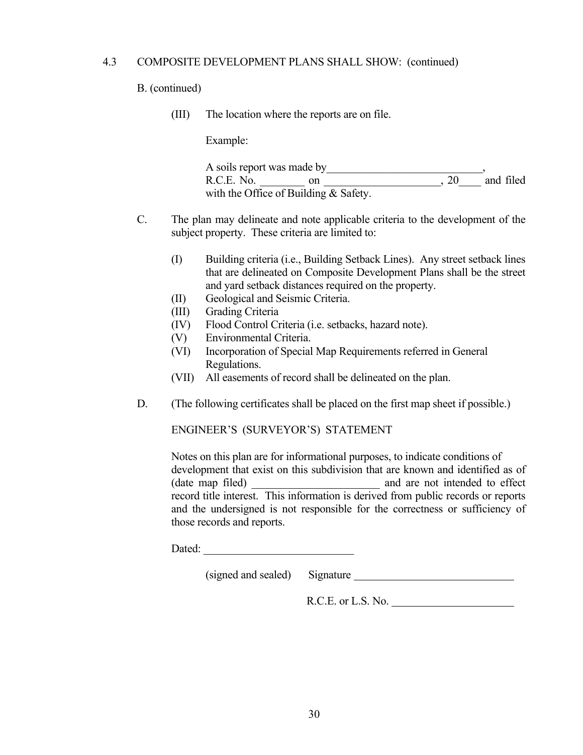## 4.3 COMPOSITE DEVELOPMENT PLANS SHALL SHOW: (continued)

B. (continued)

(III) The location where the reports are on file.

Example:

A soils report was made by____________________________, R.C.E. No. ________ on _____________________, 20____ and filed with the Office of Building & Safety.

C. The plan may delineate and note applicable criteria to the development of the subject property. These criteria are limited to:

(I) Building criteria (i.e., Building Setback Lines). Any street setback lines that are delineated on Composite Development Plans shall be the street and yard setback distances required on the property.
(II) Geological and Seismic Criteria.
(III) Grading Criteria
(IV) Flood Control Criteria (i.e. setbacks, hazard note).
(V) Environmental Criteria.
(VI) Incorporation of Special Map Requirements referred in General Regulations.
(VII) All easements of record shall be delineated on the plan.

D. (The following certificates shall be placed on the first map sheet if possible.)

ENGINEER'S (SURVEYOR'S) STATEMENT

Notes on this plan are for informational purposes, to indicate conditions of development that exist on this subdivision that are known and identified as of (date map filed) _______________________ and are not intended to effect record title interest. This information is derived from public records or reports and the undersigned is not responsible for the correctness or sufficiency of those records and reports.

Dated: ___________________________

(signed and sealed) Signature _____________________________

R.C.E. or L.S. No. ______________________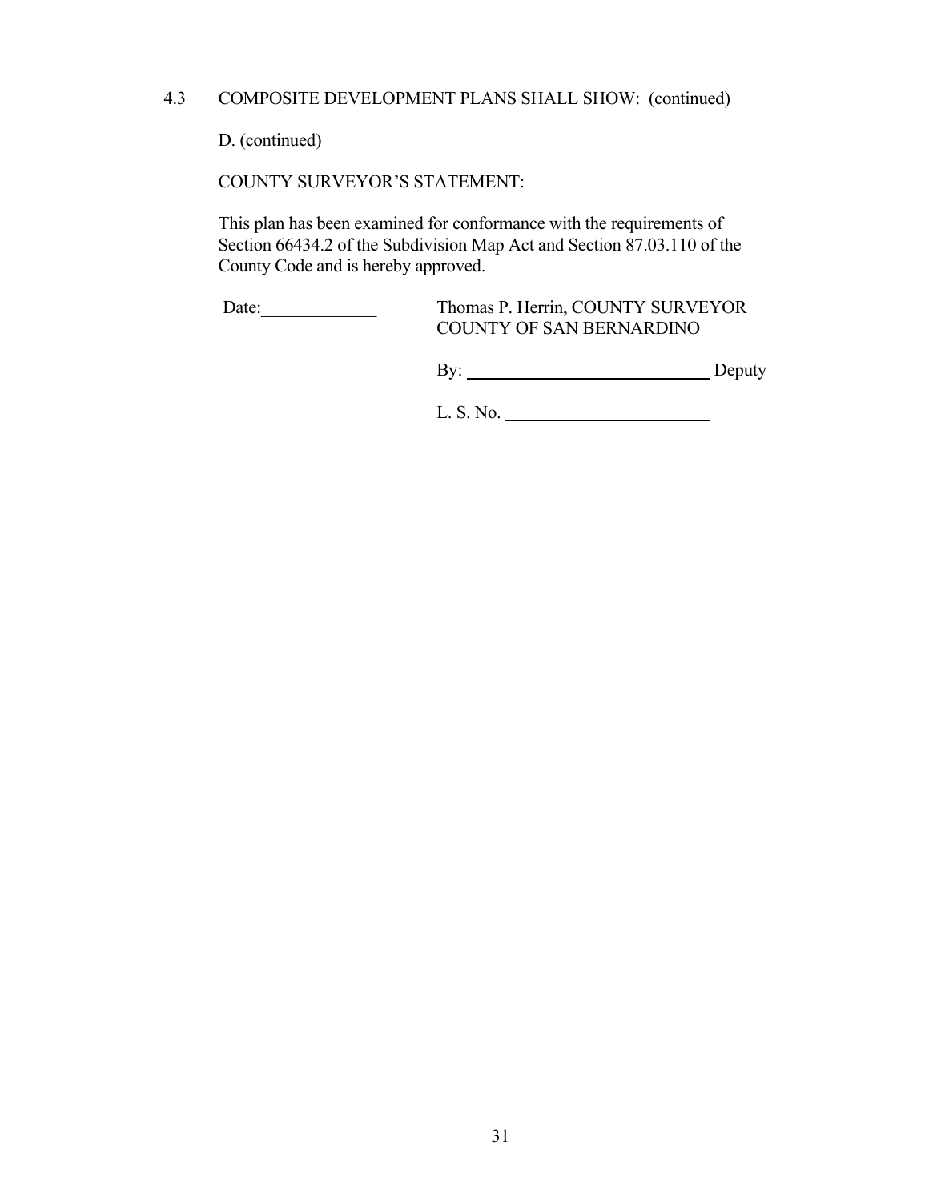4.3 COMPOSITE DEVELOPMENT PLANS SHALL SHOW: (continued)

D. (continued)

COUNTY SURVEYOR'S STATEMENT:

This plan has been examined for conformance with the requirements of Section 66434.2 of the Subdivision Map Act and Section 87.03.110 of the County Code and is hereby approved.

Date:\_\_\_\_\_\_\_\_\_\_\_\_\_ Thomas P. Herrin, COUNTY SURVEYOR
COUNTY OF SAN BERNARDINO

By: \_\_\_\_\_\_\_\_\_\_\_\_\_\_\_\_\_\_\_\_\_\_\_\_\_\_\_\_ Deputy

L. S. No. \_\_\_\_\_\_\_\_\_\_\_\_\_\_\_\_\_\_\_\_\_\_\_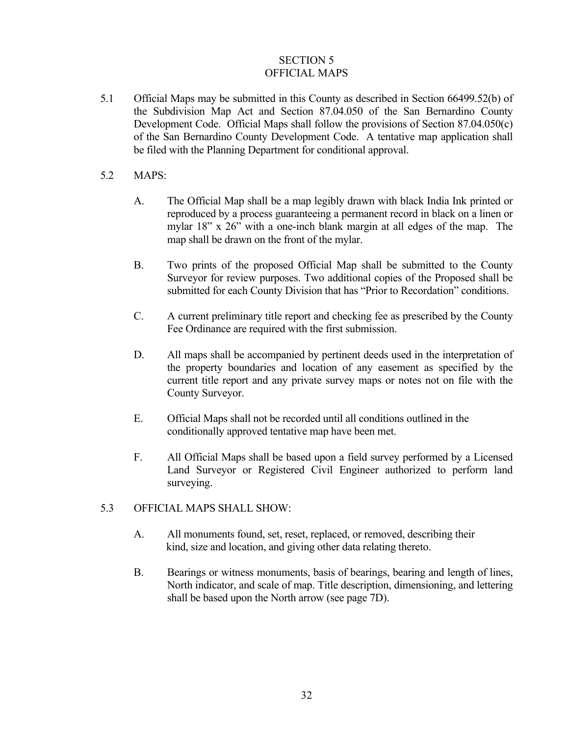# SECTION 5
# OFFICIAL MAPS

5.1 Official Maps may be submitted in this County as described in Section 66499.52(b) of the Subdivision Map Act and Section 87.04.050 of the San Bernardino County Development Code. Official Maps shall follow the provisions of Section 87.04.050(c) of the San Bernardino County Development Code. A tentative map application shall be filed with the Planning Department for conditional approval.

5.2 MAPS:

A. The Official Map shall be a map legibly drawn with black India Ink printed or reproduced by a process guaranteeing a permanent record in black on a linen or mylar 18" x 26" with a one-inch blank margin at all edges of the map. The map shall be drawn on the front of the mylar.

B. Two prints of the proposed Official Map shall be submitted to the County Surveyor for review purposes. Two additional copies of the Proposed shall be submitted for each County Division that has "Prior to Recordation" conditions.

C. A current preliminary title report and checking fee as prescribed by the County Fee Ordinance are required with the first submission.

D. All maps shall be accompanied by pertinent deeds used in the interpretation of the property boundaries and location of any easement as specified by the current title report and any private survey maps or notes not on file with the County Surveyor.

E. Official Maps shall not be recorded until all conditions outlined in the conditionally approved tentative map have been met.

F. All Official Maps shall be based upon a field survey performed by a Licensed Land Surveyor or Registered Civil Engineer authorized to perform land surveying.

5.3 OFFICIAL MAPS SHALL SHOW:

A. All monuments found, set, reset, replaced, or removed, describing their kind, size and location, and giving other data relating thereto.

B. Bearings or witness monuments, basis of bearings, bearing and length of lines, North indicator, and scale of map. Title description, dimensioning, and lettering shall be based upon the North arrow (see page 7D).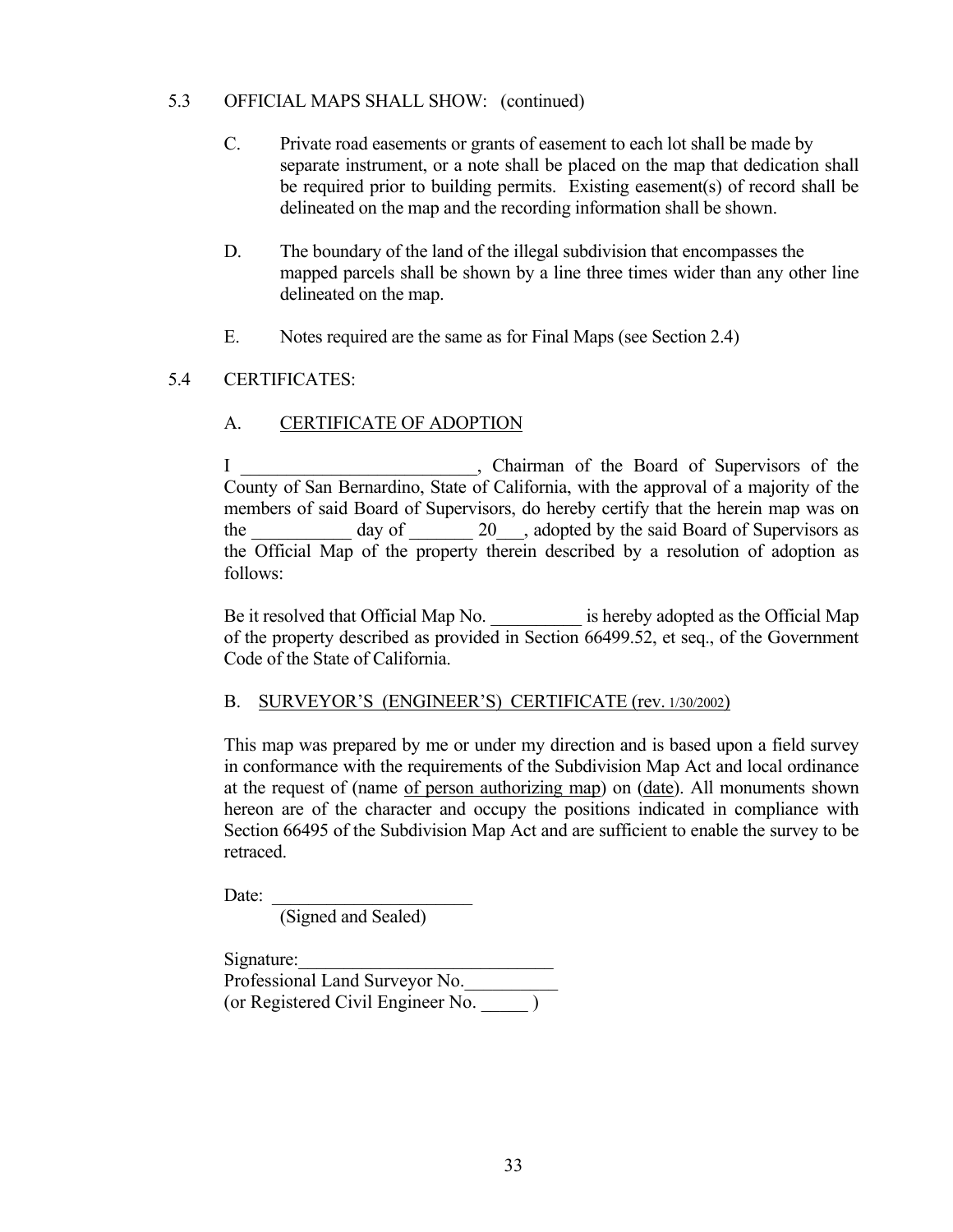## 5.3 OFFICIAL MAPS SHALL SHOW: (continued)

C. Private road easements or grants of easement to each lot shall be made by separate instrument, or a note shall be placed on the map that dedication shall be required prior to building permits. Existing easement(s) of record shall be delineated on the map and the recording information shall be shown.

D. The boundary of the land of the illegal subdivision that encompasses the mapped parcels shall be shown by a line three times wider than any other line delineated on the map.

E. Notes required are the same as for Final Maps (see Section 2.4)

## 5.4 CERTIFICATES:

### A. CERTIFICATE OF ADOPTION

I ___________________________, Chairman of the Board of Supervisors of the County of San Bernardino, State of California, with the approval of a majority of the members of said Board of Supervisors, do hereby certify that the herein map was on the ___________ day of _______ 20___, adopted by the said Board of Supervisors as the Official Map of the property therein described by a resolution of adoption as follows:

Be it resolved that Official Map No. __________ is hereby adopted as the Official Map of the property described as provided in Section 66499.52, et seq., of the Government Code of the State of California.

### B. SURVEYOR'S (ENGINEER'S) CERTIFICATE (rev. 1/30/2002)

This map was prepared by me or under my direction and is based upon a field survey in conformance with the requirements of the Subdivision Map Act and local ordinance at the request of (name of person authorizing map) on (date). All monuments shown hereon are of the character and occupy the positions indicated in compliance with Section 66495 of the Subdivision Map Act and are sufficient to enable the survey to be retraced.

Date: ______________________
(Signed and Sealed)

Signature:____________________________
Professional Land Surveyor No.__________
(or Registered Civil Engineer No. _____ )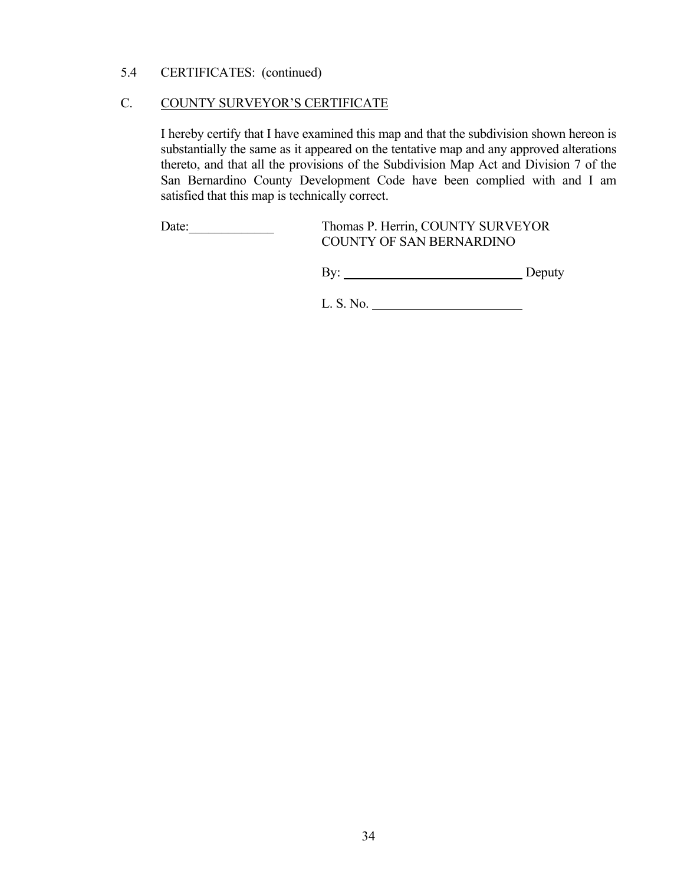5.4 CERTIFICATES: (continued)

C. <u>COUNTY SURVEYOR'S CERTIFICATE</u>

I hereby certify that I have examined this map and that the subdivision shown hereon is substantially the same as it appeared on the tentative map and any approved alterations thereto, and that all the provisions of the Subdivision Map Act and Division 7 of the San Bernardino County Development Code have been complied with and I am satisfied that this map is technically correct.

Date:\_\_\_\_\_\_\_\_\_\_\_\_\_

Thomas P. Herrin, COUNTY SURVEYOR
COUNTY OF SAN BERNARDINO

By: \_\_\_\_\_\_\_\_\_\_\_\_\_\_\_\_\_\_\_\_\_\_\_\_\_\_\_\_ Deputy

L. S. No. \_\_\_\_\_\_\_\_\_\_\_\_\_\_\_\_\_\_\_\_\_\_\_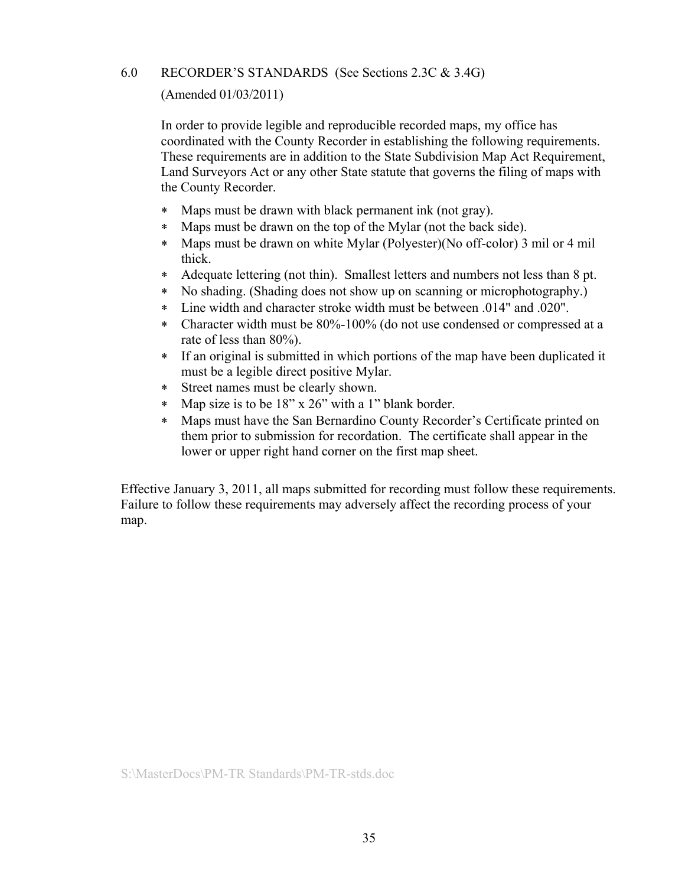## 6.0 RECORDER'S STANDARDS (See Sections 2.3C & 3.4G)

(Amended 01/03/2011)

In order to provide legible and reproducible recorded maps, my office has coordinated with the County Recorder in establishing the following requirements. These requirements are in addition to the State Subdivision Map Act Requirement, Land Surveyors Act or any other State statute that governs the filing of maps with the County Recorder.

* Maps must be drawn with black permanent ink (not gray).
* Maps must be drawn on the top of the Mylar (not the back side).
* Maps must be drawn on white Mylar (Polyester)(No off-color) 3 mil or 4 mil thick.
* Adequate lettering (not thin). Smallest letters and numbers not less than 8 pt.
* No shading. (Shading does not show up on scanning or microphotography.)
* Line width and character stroke width must be between .014" and .020".
* Character width must be 80%-100% (do not use condensed or compressed at a rate of less than 80%).
* If an original is submitted in which portions of the map have been duplicated it must be a legible direct positive Mylar.
* Street names must be clearly shown.
* Map size is to be 18" x 26" with a 1" blank border.
* Maps must have the San Bernardino County Recorder's Certificate printed on them prior to submission for recordation. The certificate shall appear in the lower or upper right hand corner on the first map sheet.

Effective January 3, 2011, all maps submitted for recording must follow these requirements. Failure to follow these requirements may adversely affect the recording process of your map.

S:\MasterDocs\PM-TR Standards\PM-TR-stds.doc